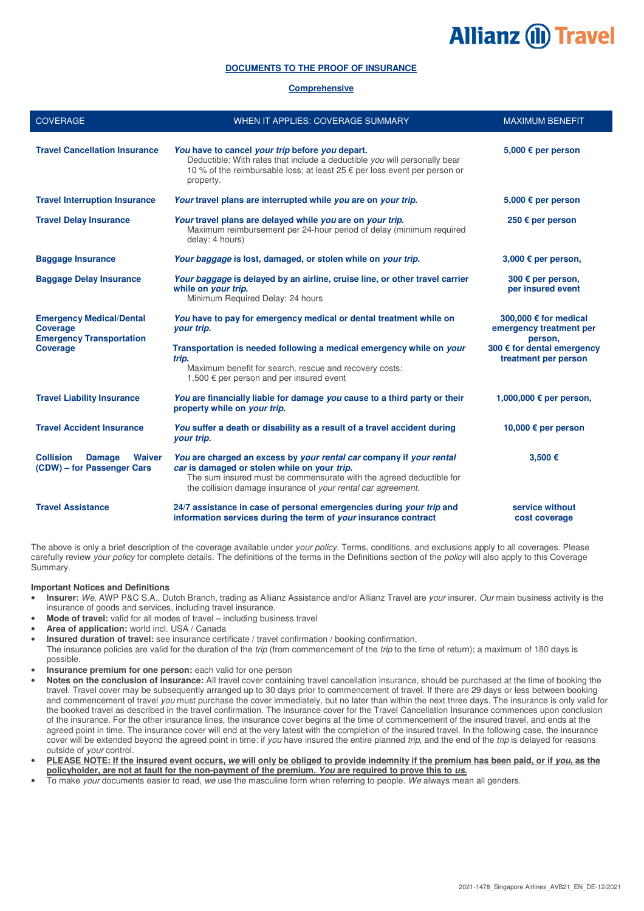Allianz Travel

## DOCUMENTS TO THE PROOF OF INSURANCE

### Comprehensive

| COVERAGE | WHEN IT APPLIES: COVERAGE SUMMARY | MAXIMUM BENEFIT |
|---|---|---|
| **Travel Cancellation Insurance** | ***You* have to cancel *your trip* before *you* depart.** Deductible: With rates that include a deductible *you* will personally bear 10 % of the reimbursable loss; at least 25 € per loss event per person or property. | **5,000 € per person** |
| **Travel Interruption Insurance** | ***Your* travel plans are interrupted while *you* are on *your trip*.** | **5,000 € per person** |
| **Travel Delay Insurance** | ***Your* travel plans are delayed while *you* are on *your trip*.** Maximum reimbursement per 24-hour period of delay (minimum required delay: 4 hours) | **250 € per person** |
| **Baggage Insurance** | ***Your baggage* is lost, damaged, or stolen while on *your trip*.** | **3,000 € per person,** |
| **Baggage Delay Insurance** | ***Your baggage* is delayed by an airline, cruise line, or other travel carrier while on *your trip*.** Minimum Required Delay: 24 hours | **300 € per person, per insured event** |
| **Emergency Medical/Dental Coverage Emergency Transportation Coverage** | ***You* have to pay for emergency medical or dental treatment while on *your trip*.** **Transportation is needed following a medical emergency while on *your trip*.** Maximum benefit for search, rescue and recovery costs: 1,500 € per person and per insured event | **300,000 € for medical emergency treatment per person, 300 € for dental emergency treatment per person** |
| **Travel Liability Insurance** | ***You* are financially liable for damage *you* cause to a third party or their property while on *your trip*.** | **1,000,000 € per person,** |
| **Travel Accident Insurance** | ***You* suffer a death or disability as a result of a travel accident during *your trip*.** | **10,000 € per person** |
| **Collision Damage Waiver (CDW) – for Passenger Cars** | ***You* are charged an excess by *your rental car* company if *your rental car* is damaged or stolen while on your *trip*.** The sum insured must be commensurate with the agreed deductible for the collision damage insurance of *your rental car agreement*. | **3,500 €** |
| **Travel Assistance** | **24/7 assistance in case of personal emergencies during *your trip* and information services during the term of *your* insurance contract** | **service without cost coverage** |

The above is only a brief description of the coverage available under *your policy*. Terms, conditions, and exclusions apply to all coverages. Please carefully review *your policy* for complete details. The definitions of the terms in the Definitions section of the *policy* will also apply to this Coverage Summary.

**Important Notices and Definitions**

- **Insurer:** *We*, AWP P&C S.A., Dutch Branch, trading as Allianz Assistance and/or Allianz Travel are *your* insurer. *Our* main business activity is the insurance of goods and services, including travel insurance.
- **Mode of travel:** valid for all modes of travel – including business travel
- **Area of application:** world incl. USA / Canada
- **Insured duration of travel:** see insurance certificate / travel confirmation / booking confirmation. The insurance policies are valid for the duration of the *trip* (from commencement of the *trip* to the time of return); a maximum of 180 days is possible.
- **Insurance premium for one person:** each valid for one person
- **Notes on the conclusion of insurance:** All travel cover containing travel cancellation insurance, should be purchased at the time of booking the travel. Travel cover may be subsequently arranged up to 30 days prior to commencement of travel. If there are 29 days or less between booking and commencement of travel *you* must purchase the cover immediately, but no later than within the next three days. The insurance is only valid for the booked travel as described in the travel confirmation. The insurance cover for the Travel Cancellation Insurance commences upon conclusion of the insurance. For the other insurance lines, the insurance cover begins at the time of commencement of the insured travel, and ends at the agreed point in time. The insurance cover will end at the very latest with the completion of the insured travel. In the following case, the insurance cover will be extended beyond the agreed point in time: if *you* have insured the entire planned *trip*, and the end of the *trip* is delayed for reasons outside of *your* control.
- **PLEASE NOTE: If the insured event occurs, *we* will only be obliged to provide indemnity if the premium has been paid, or if *you*, as the policyholder, are not at fault for the non-payment of the premium. *You* are required to prove this to *us*.**
- To make *your* documents easier to read, *we* use the masculine form when referring to people. *We* always mean all genders.

2021-1478_Singapore Airlines_AVB21_EN_DE-12/2021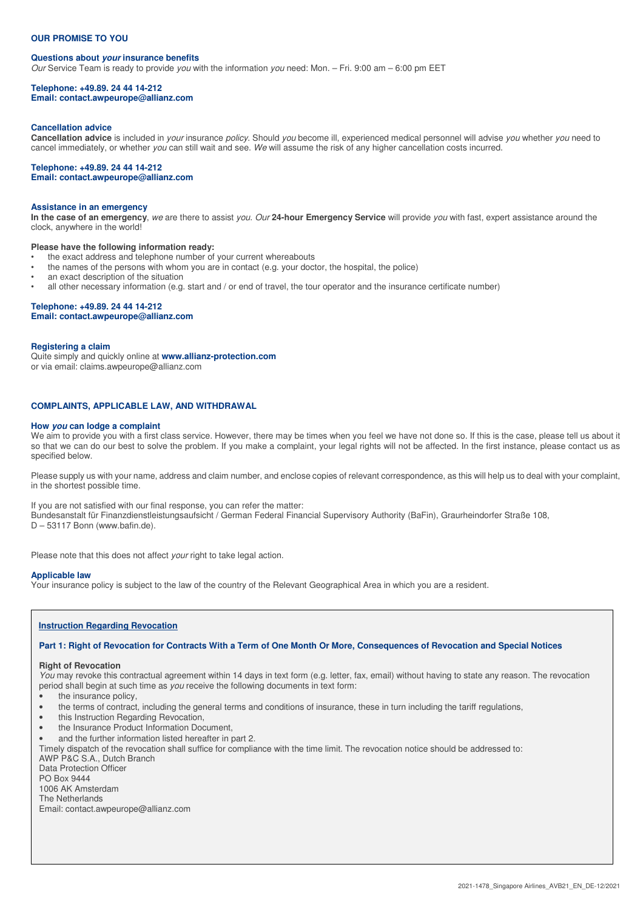## OUR PROMISE TO YOU

### Questions about *your* insurance benefits

*Our* Service Team is ready to provide *you* with the information *you* need: Mon. – Fri. 9:00 am – 6:00 pm EET

**Telephone: +49.89. 24 44 14-212**
**Email: contact.awpeurope@allianz.com**

### Cancellation advice

**Cancellation advice** is included in *your* insurance *policy*. Should *you* become ill, experienced medical personnel will advise *you* whether *you* need to cancel immediately, or whether *you* can still wait and see. *We* will assume the risk of any higher cancellation costs incurred.

**Telephone: +49.89. 24 44 14-212**
**Email: contact.awpeurope@allianz.com**

### Assistance in an emergency

**In the case of an emergency**, *we* are there to assist *you*. *Our* **24-hour Emergency Service** will provide *you* with fast, expert assistance around the clock, anywhere in the world!

**Please have the following information ready:**

- the exact address and telephone number of your current whereabouts
- the names of the persons with whom you are in contact (e.g. your doctor, the hospital, the police)
- an exact description of the situation
- all other necessary information (e.g. start and / or end of travel, the tour operator and the insurance certificate number)

**Telephone: +49.89. 24 44 14-212**
**Email: contact.awpeurope@allianz.com**

### Registering a claim

Quite simply and quickly online at **www.allianz-protection.com**
or via email: claims.awpeurope@allianz.com

## COMPLAINTS, APPLICABLE LAW, AND WITHDRAWAL

### How *you* can lodge a complaint

We aim to provide you with a first class service. However, there may be times when you feel we have not done so. If this is the case, please tell us about it so that we can do our best to solve the problem. If you make a complaint, your legal rights will not be affected. In the first instance, please contact us as specified below.

Please supply us with your name, address and claim number, and enclose copies of relevant correspondence, as this will help us to deal with your complaint, in the shortest possible time.

If you are not satisfied with our final response, you can refer the matter:
Bundesanstalt für Finanzdienstleistungsaufsicht / German Federal Financial Supervisory Authority (BaFin), Graurheindorfer Straße 108, D – 53117 Bonn (www.bafin.de).

Please note that this does not affect *your* right to take legal action.

### Applicable law

Your insurance policy is subject to the law of the country of the Relevant Geographical Area in which you are a resident.

### Instruction Regarding Revocation

#### Part 1: Right of Revocation for Contracts With a Term of One Month Or More, Consequences of Revocation and Special Notices

**Right of Revocation**

*You* may revoke this contractual agreement within 14 days in text form (e.g. letter, fax, email) without having to state any reason. The revocation period shall begin at such time as *you* receive the following documents in text form:

- the insurance policy,
- the terms of contract, including the general terms and conditions of insurance, these in turn including the tariff regulations,
- this Instruction Regarding Revocation,
- the Insurance Product Information Document,
- and the further information listed hereafter in part 2.

Timely dispatch of the revocation shall suffice for compliance with the time limit. The revocation notice should be addressed to:
AWP P&C S.A., Dutch Branch
Data Protection Officer
PO Box 9444
1006 AK Amsterdam
The Netherlands
Email: contact.awpeurope@allianz.com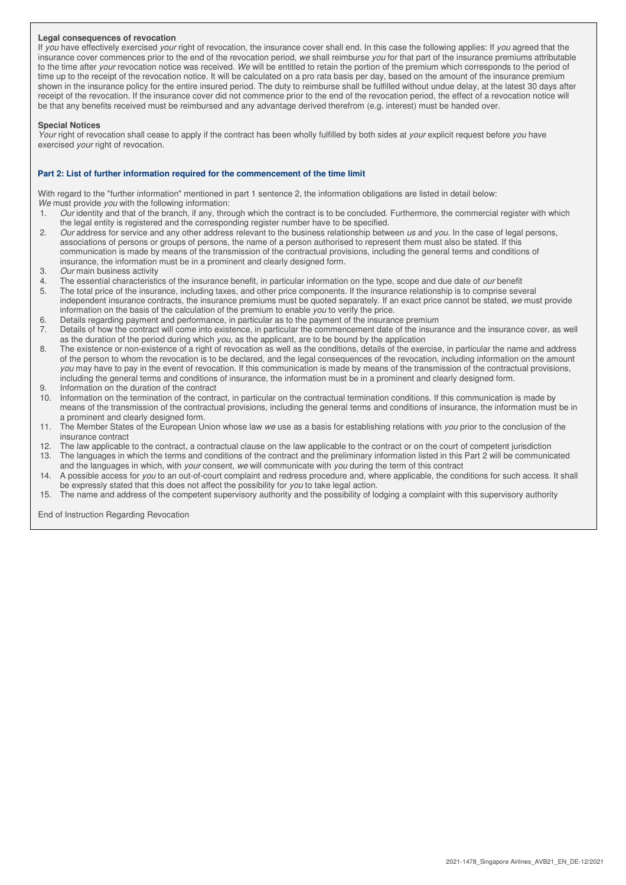**Legal consequences of revocation**

If *you* have effectively exercised *your* right of revocation, the insurance cover shall end. In this case the following applies: If *you* agreed that the insurance cover commences prior to the end of the revocation period, *we* shall reimburse *you* for that part of the insurance premiums attributable to the time after *your* revocation notice was received. *We* will be entitled to retain the portion of the premium which corresponds to the period of time up to the receipt of the revocation notice. It will be calculated on a pro rata basis per day, based on the amount of the insurance premium shown in the insurance policy for the entire insured period. The duty to reimburse shall be fulfilled without undue delay, at the latest 30 days after receipt of the revocation. If the insurance cover did not commence prior to the end of the revocation period, the effect of a revocation notice will be that any benefits received must be reimbursed and any advantage derived therefrom (e.g. interest) must be handed over.

**Special Notices**

*Your* right of revocation shall cease to apply if the contract has been wholly fulfilled by both sides at *your* explicit request before *you* have exercised *your* right of revocation.

**Part 2: List of further information required for the commencement of the time limit**

With regard to the "further information" mentioned in part 1 sentence 2, the information obligations are listed in detail below:
*We* must provide *you* with the following information:

1. *Our* identity and that of the branch, if any, through which the contract is to be concluded. Furthermore, the commercial register with which the legal entity is registered and the corresponding register number have to be specified.
2. *Our* address for service and any other address relevant to the business relationship between *us* and *you*. In the case of legal persons, associations of persons or groups of persons, the name of a person authorised to represent them must also be stated. If this communication is made by means of the transmission of the contractual provisions, including the general terms and conditions of insurance, the information must be in a prominent and clearly designed form.
3. *Our* main business activity
4. The essential characteristics of the insurance benefit, in particular information on the type, scope and due date of *our* benefit
5. The total price of the insurance, including taxes, and other price components. If the insurance relationship is to comprise several independent insurance contracts, the insurance premiums must be quoted separately. If an exact price cannot be stated, *we* must provide information on the basis of the calculation of the premium to enable *you* to verify the price.
6. Details regarding payment and performance, in particular as to the payment of the insurance premium
7. Details of how the contract will come into existence, in particular the commencement date of the insurance and the insurance cover, as well as the duration of the period during which *you*, as the applicant, are to be bound by the application
8. The existence or non-existence of a right of revocation as well as the conditions, details of the exercise, in particular the name and address of the person to whom the revocation is to be declared, and the legal consequences of the revocation, including information on the amount *you* may have to pay in the event of revocation. If this communication is made by means of the transmission of the contractual provisions, including the general terms and conditions of insurance, the information must be in a prominent and clearly designed form.
9. Information on the duration of the contract
10. Information on the termination of the contract, in particular on the contractual termination conditions. If this communication is made by means of the transmission of the contractual provisions, including the general terms and conditions of insurance, the information must be in a prominent and clearly designed form.
11. The Member States of the European Union whose law *we* use as a basis for establishing relations with *you* prior to the conclusion of the insurance contract
12. The law applicable to the contract, a contractual clause on the law applicable to the contract or on the court of competent jurisdiction
13. The languages in which the terms and conditions of the contract and the preliminary information listed in this Part 2 will be communicated and the languages in which, with *your* consent, *we* will communicate with *you* during the term of this contract
14. A possible access for *you* to an out-of-court complaint and redress procedure and, where applicable, the conditions for such access. It shall be expressly stated that this does not affect the possibility for *you* to take legal action.
15. The name and address of the competent supervisory authority and the possibility of lodging a complaint with this supervisory authority

End of Instruction Regarding Revocation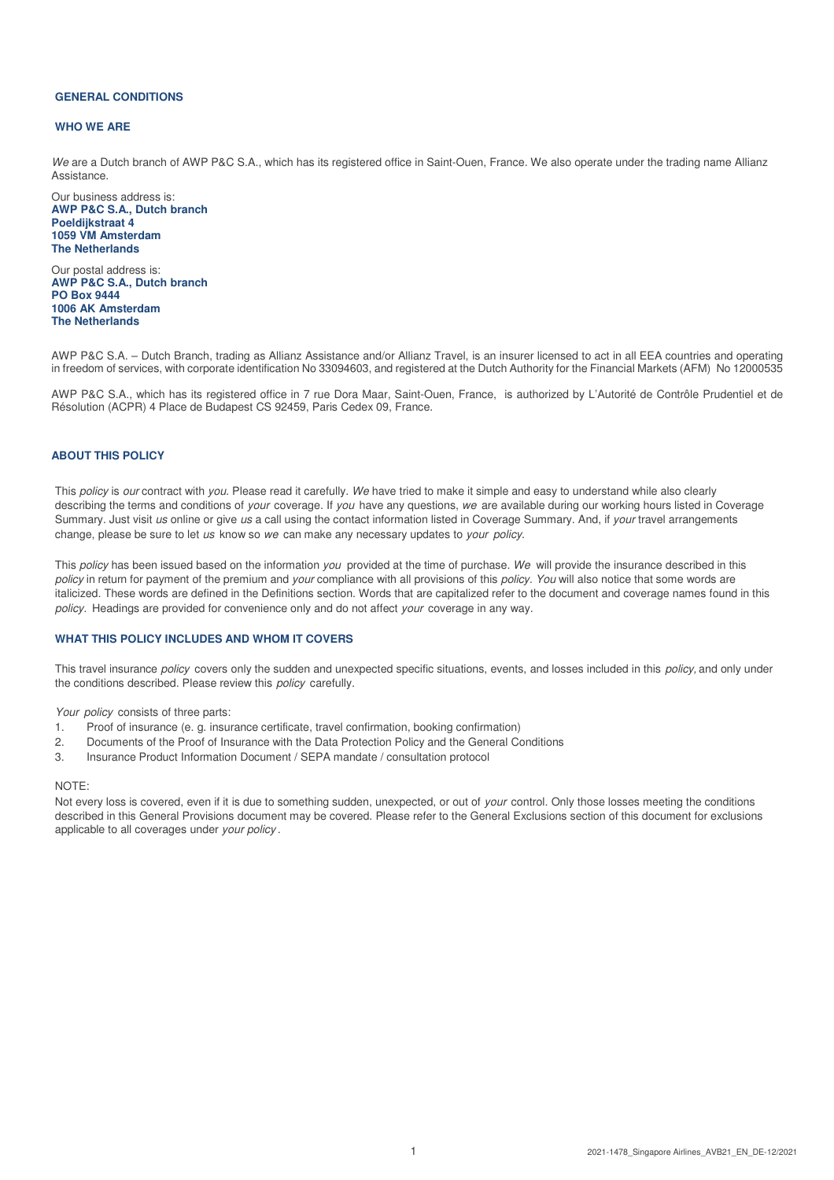## GENERAL CONDITIONS

### WHO WE ARE

*We* are a Dutch branch of AWP P&C S.A., which has its registered office in Saint-Ouen, France. We also operate under the trading name Allianz Assistance.

Our business address is:
**AWP P&C S.A., Dutch branch**
**Poeldijkstraat 4**
**1059 VM Amsterdam**
**The Netherlands**

Our postal address is:
**AWP P&C S.A., Dutch branch**
**PO Box 9444**
**1006 AK Amsterdam**
**The Netherlands**

AWP P&C S.A. – Dutch Branch, trading as Allianz Assistance and/or Allianz Travel, is an insurer licensed to act in all EEA countries and operating in freedom of services, with corporate identification No 33094603, and registered at the Dutch Authority for the Financial Markets (AFM) No 12000535

AWP P&C S.A., which has its registered office in 7 rue Dora Maar, Saint-Ouen, France, is authorized by L'Autorité de Contrôle Prudentiel et de Résolution (ACPR) 4 Place de Budapest CS 92459, Paris Cedex 09, France.

### ABOUT THIS POLICY

This *policy* is *our* contract with *you*. Please read it carefully. *We* have tried to make it simple and easy to understand while also clearly describing the terms and conditions of *your* coverage. If *you* have any questions, *we* are available during our working hours listed in Coverage Summary. Just visit *us* online or give *us* a call using the contact information listed in Coverage Summary. And, if *your* travel arrangements change, please be sure to let *us* know so *we* can make any necessary updates to *your policy*.

This *policy* has been issued based on the information *you* provided at the time of purchase. *We* will provide the insurance described in this *policy* in return for payment of the premium and *your* compliance with all provisions of this *policy*. *You* will also notice that some words are italicized. These words are defined in the Definitions section. Words that are capitalized refer to the document and coverage names found in this *policy*. Headings are provided for convenience only and do not affect *your* coverage in any way.

### WHAT THIS POLICY INCLUDES AND WHOM IT COVERS

This travel insurance *policy* covers only the sudden and unexpected specific situations, events, and losses included in this *policy*, and only under the conditions described. Please review this *policy* carefully.

*Your policy* consists of three parts:

1. Proof of insurance (e. g. insurance certificate, travel confirmation, booking confirmation)
2. Documents of the Proof of Insurance with the Data Protection Policy and the General Conditions
3. Insurance Product Information Document / SEPA mandate / consultation protocol

NOTE:
Not every loss is covered, even if it is due to something sudden, unexpected, or out of *your* control. Only those losses meeting the conditions described in this General Provisions document may be covered. Please refer to the General Exclusions section of this document for exclusions applicable to all coverages under *your policy*.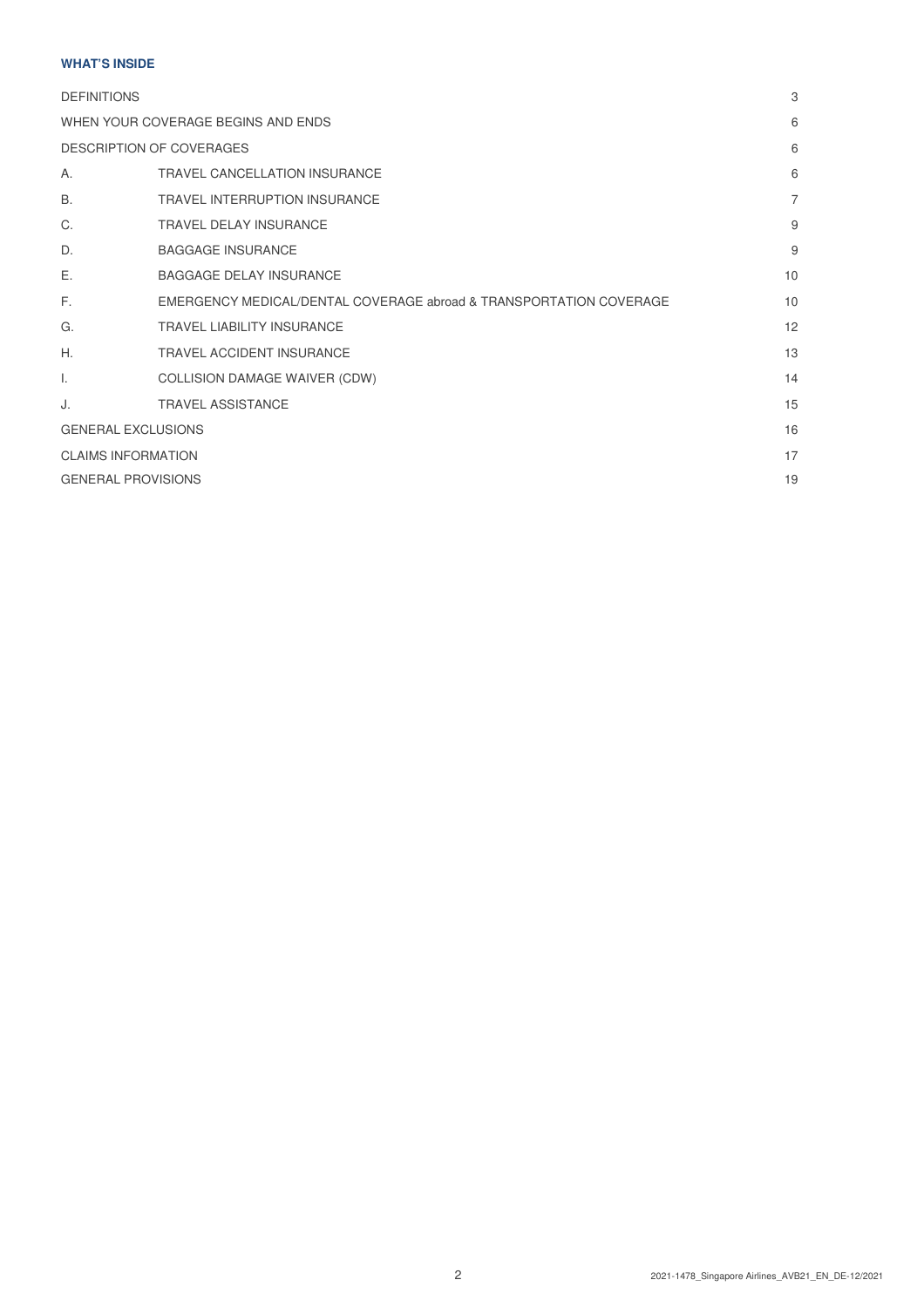**WHAT'S INSIDE**

| | | |
|---|---|---|
| DEFINITIONS | | 3 |
| WHEN YOUR COVERAGE BEGINS AND ENDS | | 6 |
| DESCRIPTION OF COVERAGES | | 6 |
| A. | TRAVEL CANCELLATION INSURANCE | 6 |
| B. | TRAVEL INTERRUPTION INSURANCE | 7 |
| C. | TRAVEL DELAY INSURANCE | 9 |
| D. | BAGGAGE INSURANCE | 9 |
| E. | BAGGAGE DELAY INSURANCE | 10 |
| F. | EMERGENCY MEDICAL/DENTAL COVERAGE abroad & TRANSPORTATION COVERAGE | 10 |
| G. | TRAVEL LIABILITY INSURANCE | 12 |
| H. | TRAVEL ACCIDENT INSURANCE | 13 |
| I. | COLLISION DAMAGE WAIVER (CDW) | 14 |
| J. | TRAVEL ASSISTANCE | 15 |
| GENERAL EXCLUSIONS | | 16 |
| CLAIMS INFORMATION | | 17 |
| GENERAL PROVISIONS | | 19 |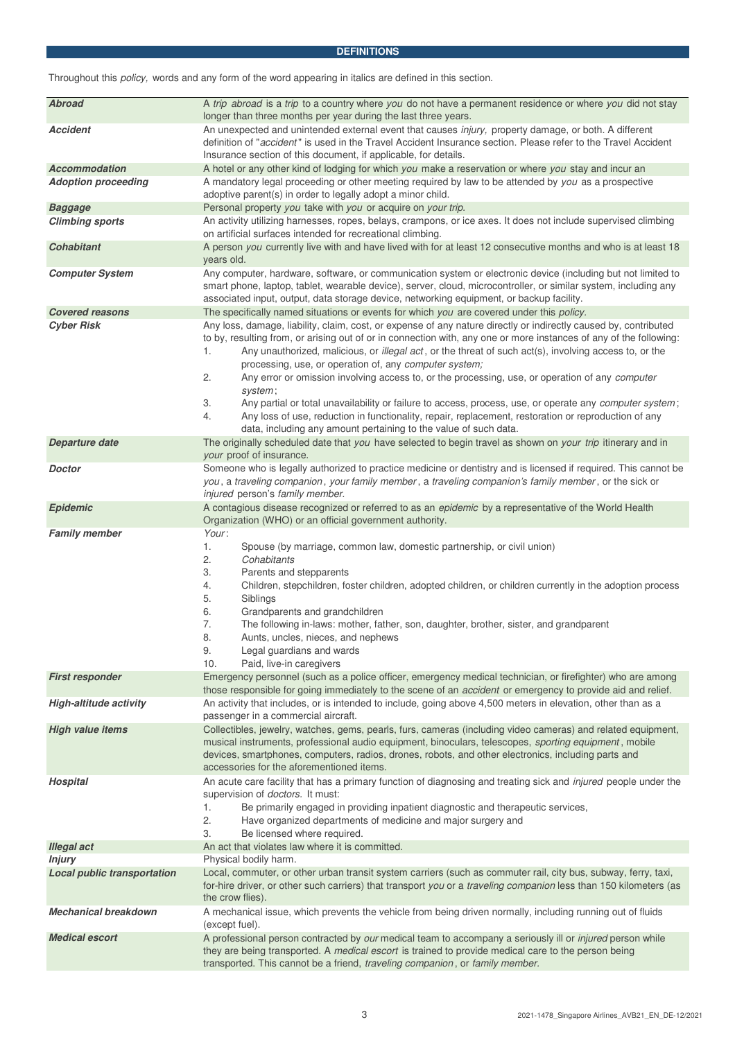## DEFINITIONS

Throughout this *policy,* words and any form of the word appearing in italics are defined in this section.

| | |
|---|---|
| ***Abroad*** | A *trip abroad* is a *trip* to a country where *you* do not have a permanent residence or where *you* did not stay longer than three months per year during the last three years. |
| ***Accident*** | An unexpected and unintended external event that causes *injury,* property damage, or both. A different definition of "*accident*" is used in the Travel Accident Insurance section. Please refer to the Travel Accident Insurance section of this document, if applicable, for details. |
| ***Accommodation*** | A hotel or any other kind of lodging for which *you* make a reservation or where *you* stay and incur an |
| ***Adoption proceeding*** | A mandatory legal proceeding or other meeting required by law to be attended by *you* as a prospective adoptive parent(s) in order to legally adopt a minor child. |
| ***Baggage*** | Personal property *you* take with *you* or acquire on *your trip.* |
| ***Climbing sports*** | An activity utilizing harnesses, ropes, belays, crampons, or ice axes. It does not include supervised climbing on artificial surfaces intended for recreational climbing. |
| ***Cohabitant*** | A person *you* currently live with and have lived with for at least 12 consecutive months and who is at least 18 years old. |
| ***Computer System*** | Any computer, hardware, software, or communication system or electronic device (including but not limited to smart phone, laptop, tablet, wearable device), server, cloud, microcontroller, or similar system, including any associated input, output, data storage device, networking equipment, or backup facility. |
| ***Covered reasons*** | The specifically named situations or events for which *you* are covered under this *policy.* |
| ***Cyber Risk*** | Any loss, damage, liability, claim, cost, or expense of any nature directly or indirectly caused by, contributed to by, resulting from, or arising out of or in connection with, any one or more instances of any of the following:<br>1. Any unauthorized, malicious, or *illegal act*, or the threat of such act(s), involving access to, or the processing, use, or operation of, any *computer system;*<br>2. Any error or omission involving access to, or the processing, use, or operation of any *computer system*;<br>3. Any partial or total unavailability or failure to access, process, use, or operate any *computer system*;<br>4. Any loss of use, reduction in functionality, repair, replacement, restoration or reproduction of any data, including any amount pertaining to the value of such data. |
| ***Departure date*** | The originally scheduled date that *you* have selected to begin travel as shown on *your trip* itinerary and in *your* proof of insurance. |
| ***Doctor*** | Someone who is legally authorized to practice medicine or dentistry and is licensed if required. This cannot be *you*, a *traveling companion*, *your family member*, a *traveling companion's family member*, or the sick or *injured* person's *family member.* |
| ***Epidemic*** | A contagious disease recognized or referred to as an *epidemic* by a representative of the World Health Organization (WHO) or an official government authority. |
| ***Family member*** | *Your*:<br>1. Spouse (by marriage, common law, domestic partnership, or civil union)<br>2. *Cohabitants*<br>3. Parents and stepparents<br>4. Children, stepchildren, foster children, adopted children, or children currently in the adoption process<br>5. Siblings<br>6. Grandparents and grandchildren<br>7. The following in-laws: mother, father, son, daughter, brother, sister, and grandparent<br>8. Aunts, uncles, nieces, and nephews<br>9. Legal guardians and wards<br>10. Paid, live-in caregivers |
| ***First responder*** | Emergency personnel (such as a police officer, emergency medical technician, or firefighter) who are among those responsible for going immediately to the scene of an *accident* or emergency to provide aid and relief. |
| ***High-altitude activity*** | An activity that includes, or is intended to include, going above 4,500 meters in elevation, other than as a passenger in a commercial aircraft. |
| ***High value items*** | Collectibles, jewelry, watches, gems, pearls, furs, cameras (including video cameras) and related equipment, musical instruments, professional audio equipment, binoculars, telescopes, *sporting equipment*, mobile devices, smartphones, computers, radios, drones, robots, and other electronics, including parts and accessories for the aforementioned items. |
| ***Hospital*** | An acute care facility that has a primary function of diagnosing and treating sick and *injured* people under the supervision of *doctors.* It must:<br>1. Be primarily engaged in providing inpatient diagnostic and therapeutic services,<br>2. Have organized departments of medicine and major surgery and<br>3. Be licensed where required. |
| ***Illegal act*** | An act that violates law where it is committed. |
| ***Injury*** | Physical bodily harm. |
| ***Local public transportation*** | Local, commuter, or other urban transit system carriers (such as commuter rail, city bus, subway, ferry, taxi, for-hire driver, or other such carriers) that transport *you* or a *traveling companion* less than 150 kilometers (as the crow flies). |
| ***Mechanical breakdown*** | A mechanical issue, which prevents the vehicle from being driven normally, including running out of fluids (except fuel). |
| ***Medical escort*** | A professional person contracted by *our* medical team to accompany a seriously ill or *injured* person while they are being transported. A *medical escort* is trained to provide medical care to the person being transported. This cannot be a friend, *traveling companion*, or *family member.* |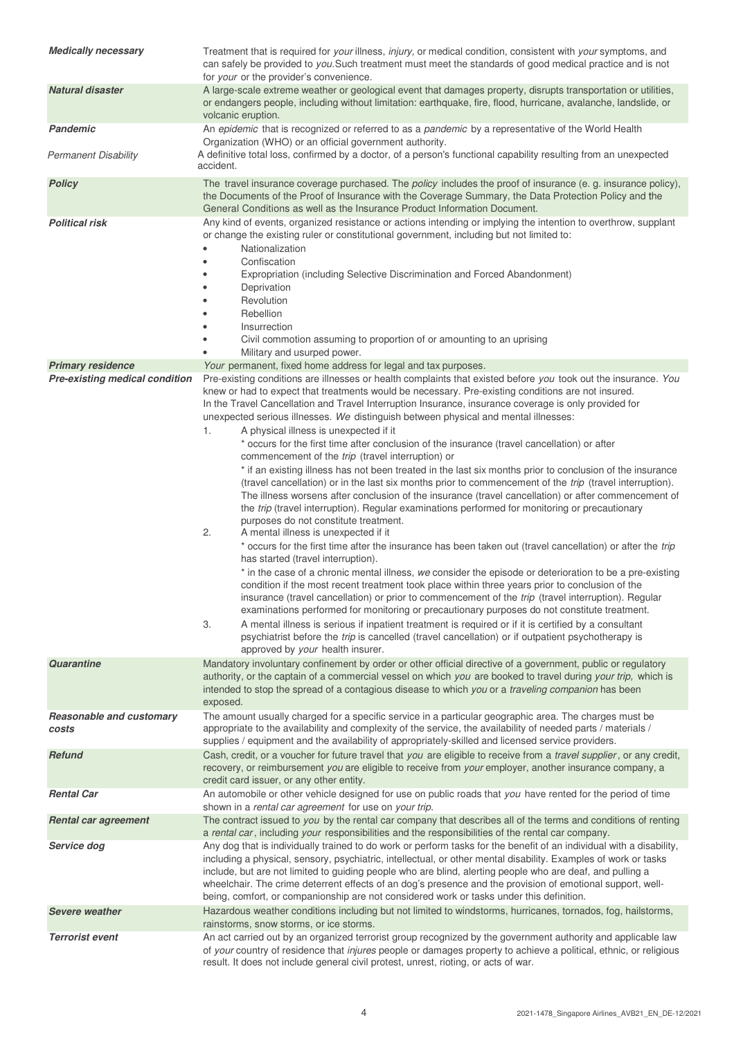| | |
|---|---|
| ***Medically necessary*** | Treatment that is required for *your* illness, *injury,* or medical condition, consistent with *your* symptoms, and can safely be provided to *you.*Such treatment must meet the standards of good medical practice and is not for *your* or the provider's convenience. |
| ***Natural disaster*** | A large-scale extreme weather or geological event that damages property, disrupts transportation or utilities, or endangers people, including without limitation: earthquake, fire, flood, hurricane, avalanche, landslide, or volcanic eruption. |
| ***Pandemic*** | An *epidemic* that is recognized or referred to as a *pandemic* by a representative of the World Health Organization (WHO) or an official government authority. |
| *Permanent Disability* | A definitive total loss, confirmed by a doctor, of a person's functional capability resulting from an unexpected accident. |
| ***Policy*** | The travel insurance coverage purchased. The *policy* includes the proof of insurance (e. g. insurance policy), the Documents of the Proof of Insurance with the Coverage Summary, the Data Protection Policy and the General Conditions as well as the Insurance Product Information Document. |
| ***Political risk*** | Any kind of events, organized resistance or actions intending or implying the intention to overthrow, supplant or change the existing ruler or constitutional government, including but not limited to:<br>• Nationalization<br>• Confiscation<br>• Expropriation (including Selective Discrimination and Forced Abandonment)<br>• Deprivation<br>• Revolution<br>• Rebellion<br>• Insurrection<br>• Civil commotion assuming to proportion of or amounting to an uprising<br>• Military and usurped power. |
| ***Primary residence*** | *Your* permanent, fixed home address for legal and tax purposes. |
| ***Pre-existing medical condition*** | Pre-existing conditions are illnesses or health complaints that existed before *you* took out the insurance. *You* knew or had to expect that treatments would be necessary. Pre-existing conditions are not insured.<br>In the Travel Cancellation and Travel Interruption Insurance, insurance coverage is only provided for unexpected serious illnesses. *We* distinguish between physical and mental illnesses:<br>1. A physical illness is unexpected if it<br>* occurs for the first time after conclusion of the insurance (travel cancellation) or after commencement of the *trip* (travel interruption) or<br>* if an existing illness has not been treated in the last six months prior to conclusion of the insurance (travel cancellation) or in the last six months prior to commencement of the *trip* (travel interruption). The illness worsens after conclusion of the insurance (travel cancellation) or after commencement of the *trip* (travel interruption). Regular examinations performed for monitoring or precautionary purposes do not constitute treatment.<br>2. A mental illness is unexpected if it<br>* occurs for the first time after the insurance has been taken out (travel cancellation) or after the *trip* has started (travel interruption).<br>* in the case of a chronic mental illness, *we* consider the episode or deterioration to be a pre-existing condition if the most recent treatment took place within three years prior to conclusion of the insurance (travel cancellation) or prior to commencement of the *trip* (travel interruption). Regular examinations performed for monitoring or precautionary purposes do not constitute treatment.<br>3. A mental illness is serious if inpatient treatment is required or if it is certified by a consultant psychiatrist before the *trip* is cancelled (travel cancellation) or if outpatient psychotherapy is approved by *your* health insurer. |
| ***Quarantine*** | Mandatory involuntary confinement by order or other official directive of a government, public or regulatory authority, or the captain of a commercial vessel on which *you* are booked to travel during *your trip,* which is intended to stop the spread of a contagious disease to which *you* or a *traveling companion* has been exposed. |
| ***Reasonable and customary costs*** | The amount usually charged for a specific service in a particular geographic area. The charges must be appropriate to the availability and complexity of the service, the availability of needed parts / materials / supplies / equipment and the availability of appropriately-skilled and licensed service providers. |
| ***Refund*** | Cash, credit, or a voucher for future travel that *you* are eligible to receive from a *travel supplier*, or any credit, recovery, or reimbursement *you* are eligible to receive from *your* employer, another insurance company, a credit card issuer, or any other entity. |
| ***Rental Car*** | An automobile or other vehicle designed for use on public roads that *you* have rented for the period of time shown in a *rental car agreement* for use on *your trip.* |
| ***Rental car agreement*** | The contract issued to *you* by the rental car company that describes all of the terms and conditions of renting a *rental car*, including *your* responsibilities and the responsibilities of the rental car company. |
| ***Service dog*** | Any dog that is individually trained to do work or perform tasks for the benefit of an individual with a disability, including a physical, sensory, psychiatric, intellectual, or other mental disability. Examples of work or tasks include, but are not limited to guiding people who are blind, alerting people who are deaf, and pulling a wheelchair. The crime deterrent effects of an dog's presence and the provision of emotional support, well-being, comfort, or companionship are not considered work or tasks under this definition. |
| ***Severe weather*** | Hazardous weather conditions including but not limited to windstorms, hurricanes, tornados, fog, hailstorms, rainstorms, snow storms, or ice storms. |
| ***Terrorist event*** | An act carried out by an organized terrorist group recognized by the government authority and applicable law of *your* country of residence that *injures* people or damages property to achieve a political, ethnic, or religious result. It does not include general civil protest, unrest, rioting, or acts of war. |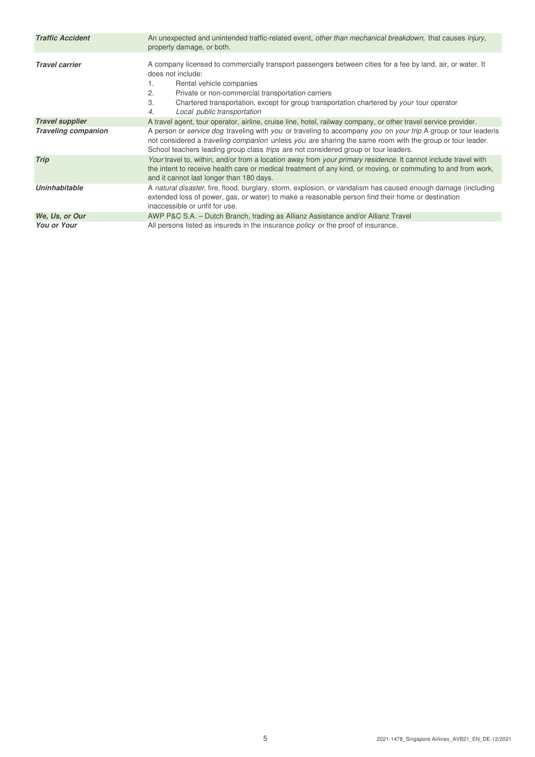| | |
|---|---|
| ***Traffic Accident*** | An unexpected and unintended traffic-related event, *other than mechanical breakdown,* that causes *injury,* property damage, or both. |
| ***Travel carrier*** | A company licensed to commercially transport passengers between cities for a fee by land, air, or water. It does not include:<br>1. Rental vehicle companies<br>2. Private or non-commercial transportation carriers<br>3. Chartered transportation, except for group transportation chartered by *your* tour operator<br>4. *Local public transportation* |
| ***Travel supplier*** | A travel agent, tour operator, airline, cruise line, hotel, railway company, or other travel service provider. |
| ***Traveling companion*** | A person or *service dog* traveling with *you* or traveling to accompany *you* on *your trip.* A group or tour leaderis not considered a *traveling companion* unless *you* are sharing the same room with the group or tour leader. School teachers leading group class *trips* are not considered group or tour leaders. |
| ***Trip*** | *Your* travel to, within, and/or from a location away from *your primary residence.* It cannot include travel with the intent to receive health care or medical treatment of any kind, or moving, or commuting to and from work, and it cannot last longer than 180 days. |
| ***Uninhabitable*** | A *natural disaster,* fire, flood, burglary, storm, explosion, or vandalism has caused enough damage (including extended loss of power, gas, or water) to make a reasonable person find their home or destination inaccessible or unfit for use. |
| ***We, Us, or Our*** | AWP P&C S.A. – Dutch Branch, trading as Allianz Assistance and/or Allianz Travel |
| ***You or Your*** | All persons listed as insureds in the insurance *policy* or the proof of insurance. |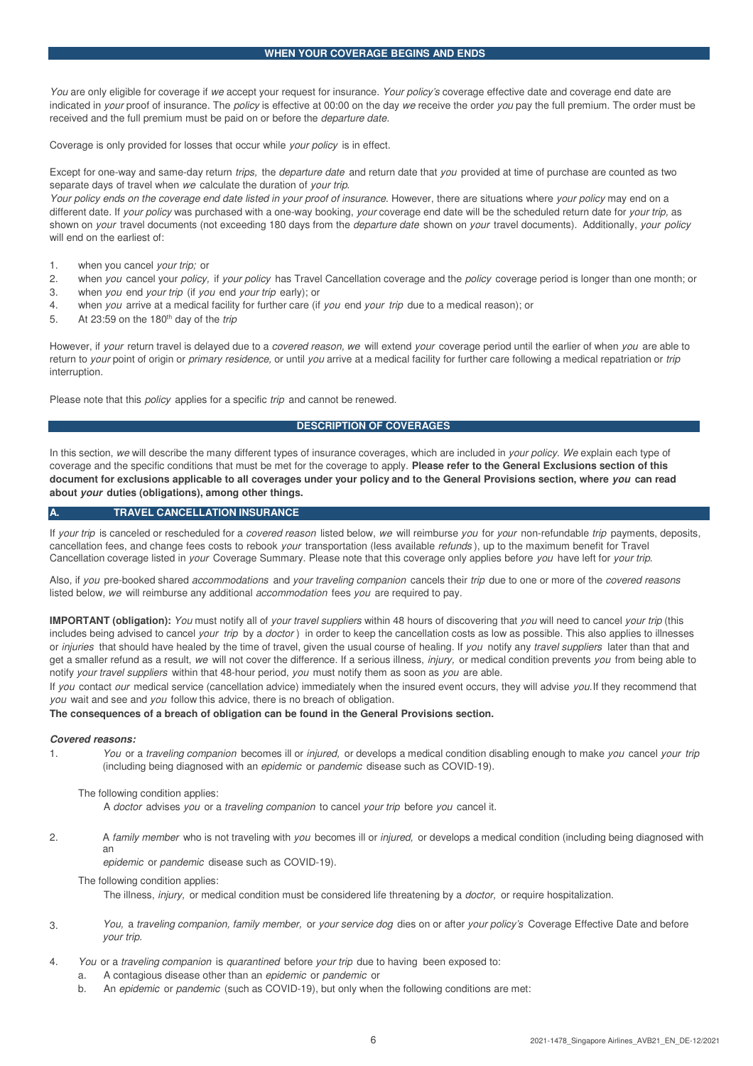## WHEN YOUR COVERAGE BEGINS AND ENDS

*You* are only eligible for coverage if *we* accept your request for insurance. *Your policy's* coverage effective date and coverage end date are indicated in *your* proof of insurance. The *policy* is effective at 00:00 on the day *we* receive the order *you* pay the full premium. The order must be received and the full premium must be paid on or before the *departure date*.

Coverage is only provided for losses that occur while *your policy* is in effect.

Except for one-way and same-day return *trips,* the *departure date* and return date that *you* provided at time of purchase are counted as two separate days of travel when *we* calculate the duration of *your trip*.

*Your policy ends on the coverage end date listed in your proof of insurance.* However, there are situations where *your policy* may end on a different date. If *your policy* was purchased with a one-way booking, *your* coverage end date will be the scheduled return date for *your trip,* as shown on *your* travel documents (not exceeding 180 days from the *departure date* shown on *your* travel documents). Additionally, *your policy* will end on the earliest of:

1. when you cancel *your trip;* or
2. when *you* cancel your *policy,* if *your policy* has Travel Cancellation coverage and the *policy* coverage period is longer than one month; or
3. when *you* end *your trip* (if *you* end *your trip* early); or
4. when *you* arrive at a medical facility for further care (if *you* end *your trip* due to a medical reason); or
5. At 23:59 on the 180th day of the *trip*

However, if *your* return travel is delayed due to a *covered reason, we* will extend *your* coverage period until the earlier of when *you* are able to return to *your* point of origin or *primary residence,* or until *you* arrive at a medical facility for further care following a medical repatriation or *trip* interruption.

Please note that this *policy* applies for a specific *trip* and cannot be renewed.

## DESCRIPTION OF COVERAGES

In this section, *we* will describe the many different types of insurance coverages, which are included in *your policy. We* explain each type of coverage and the specific conditions that must be met for the coverage to apply. **Please refer to the General Exclusions section of this document for exclusions applicable to all coverages under your policy and to the General Provisions section, where *you* can read about *your* duties (obligations), among other things.**

### A. TRAVEL CANCELLATION INSURANCE

If *your trip* is canceled or rescheduled for a *covered reason* listed below, *we* will reimburse *you* for *your* non-refundable *trip* payments, deposits, cancellation fees, and change fees costs to rebook *your* transportation (less available *refunds*), up to the maximum benefit for Travel Cancellation coverage listed in *your* Coverage Summary. Please note that this coverage only applies before *you* have left for *your trip*.

Also, if *you* pre-booked shared *accommodations* and *your traveling companion* cancels their *trip* due to one or more of the *covered reasons* listed below, *we* will reimburse any additional *accommodation* fees *you* are required to pay.

**IMPORTANT (obligation):** *You* must notify all of *your travel suppliers* within 48 hours of discovering that *you* will need to cancel *your trip* (this includes being advised to cancel *your trip* by a *doctor*) in order to keep the cancellation costs as low as possible. This also applies to illnesses or *injuries* that should have healed by the time of travel, given the usual course of healing. If *you* notify any *travel suppliers* later than that and get a smaller refund as a result, *we* will not cover the difference. If a serious illness, *injury,* or medical condition prevents *you* from being able to notify *your travel suppliers* within that 48-hour period, *you* must notify them as soon as *you* are able.

If *you* contact *our* medical service (cancellation advice) immediately when the insured event occurs, they will advise *you.* If they recommend that *you* wait and see and *you* follow this advice, there is no breach of obligation.

**The consequences of a breach of obligation can be found in the General Provisions section.**

***Covered reasons:***

1. *You* or a *traveling companion* becomes ill or *injured,* or develops a medical condition disabling enough to make *you* cancel *your trip* (including being diagnosed with an *epidemic* or *pandemic* disease such as COVID-19).

   The following condition applies:

   A *doctor* advises *you* or a *traveling companion* to cancel *your trip* before *you* cancel it.

2. A *family member* who is not traveling with *you* becomes ill or *injured,* or develops a medical condition (including being diagnosed with an *epidemic* or *pandemic* disease such as COVID-19).

   The following condition applies:

   The illness, *injury,* or medical condition must be considered life threatening by a *doctor,* or require hospitalization.

3. *You,* a *traveling companion, family member,* or *your service dog* dies on or after *your policy's* Coverage Effective Date and before *your trip*.

4. *You* or a *traveling companion* is *quarantined* before *your trip* due to having been exposed to:
   a. A contagious disease other than an *epidemic* or *pandemic* or
   b. An *epidemic* or *pandemic* (such as COVID-19), but only when the following conditions are met: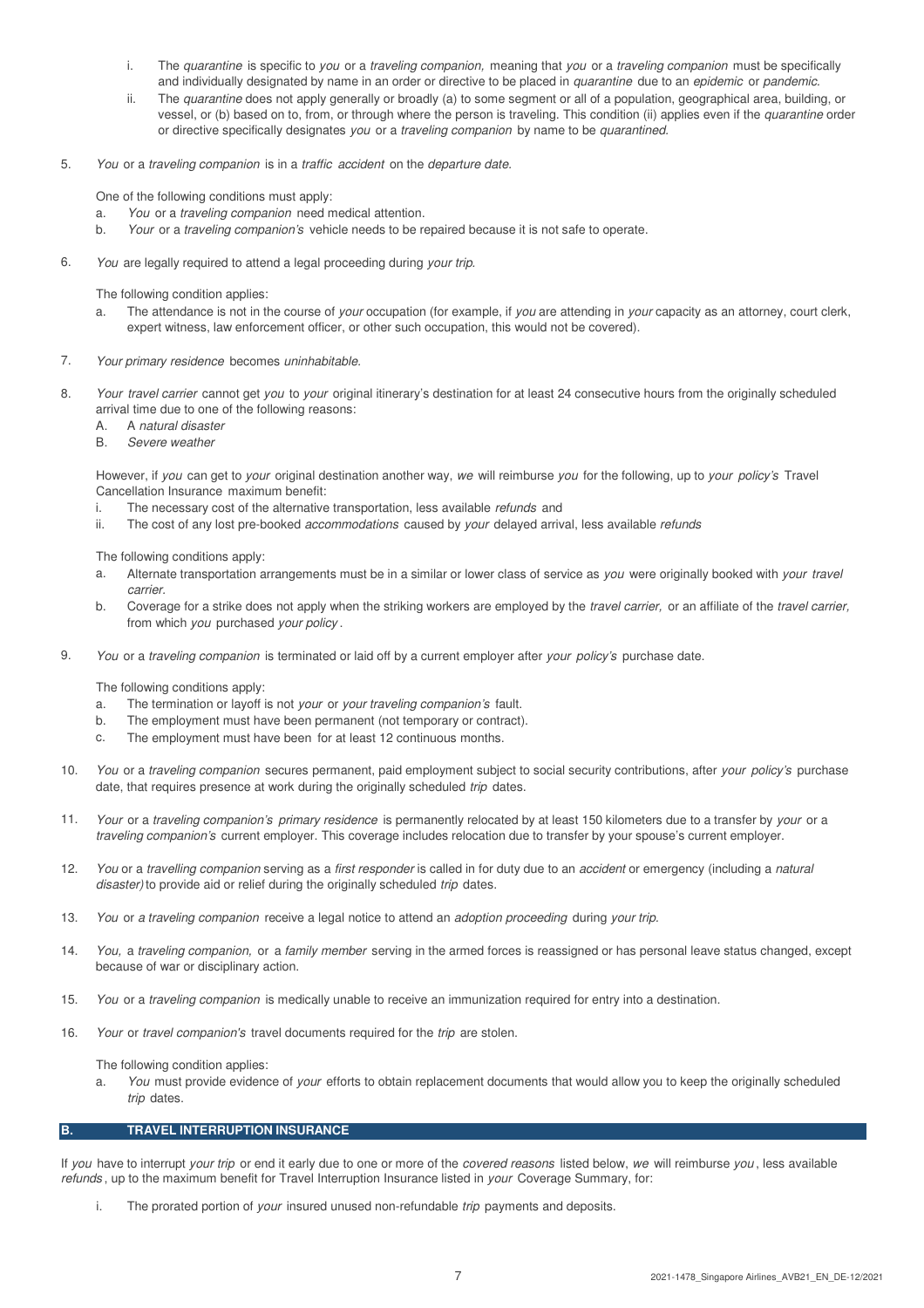i. The *quarantine* is specific to *you* or a *traveling companion,* meaning that *you* or a *traveling companion* must be specifically and individually designated by name in an order or directive to be placed in *quarantine* due to an *epidemic* or *pandemic.*
   ii. The *quarantine* does not apply generally or broadly (a) to some segment or all of a population, geographical area, building, or vessel, or (b) based on to, from, or through where the person is traveling. This condition (ii) applies even if the *quarantine* order or directive specifically designates *you* or a *traveling companion* by name to be *quarantined.*

5. *You* or a *traveling companion* is in a *traffic accident* on the *departure date.*

   One of the following conditions must apply:
   a. *You* or a *traveling companion* need medical attention.
   b. *Your* or a *traveling companion's* vehicle needs to be repaired because it is not safe to operate.

6. *You* are legally required to attend a legal proceeding during *your trip.*

   The following condition applies:
   a. The attendance is not in the course of *your* occupation (for example, if *you* are attending in *your* capacity as an attorney, court clerk, expert witness, law enforcement officer, or other such occupation, this would not be covered).

7. *Your primary residence* becomes *uninhabitable.*

8. *Your travel carrier* cannot get *you* to *your* original itinerary's destination for at least 24 consecutive hours from the originally scheduled arrival time due to one of the following reasons:
   A. A *natural disaster*
   B. *Severe weather*

   However, if *you* can get to *your* original destination another way, *we* will reimburse *you* for the following, up to *your policy's* Travel Cancellation Insurance maximum benefit:
   i. The necessary cost of the alternative transportation, less available *refunds* and
   ii. The cost of any lost pre-booked *accommodations* caused by *your* delayed arrival, less available *refunds*

   The following conditions apply:
   a. Alternate transportation arrangements must be in a similar or lower class of service as *you* were originally booked with *your travel carrier.*
   b. Coverage for a strike does not apply when the striking workers are employed by the *travel carrier,* or an affiliate of the *travel carrier,* from which *you* purchased *your policy*.

9. *You* or a *traveling companion* is terminated or laid off by a current employer after *your policy's* purchase date.

   The following conditions apply:
   a. The termination or layoff is not *your* or *your traveling companion's* fault.
   b. The employment must have been permanent (not temporary or contract).
   c. The employment must have been for at least 12 continuous months.

10. *You* or a *traveling companion* secures permanent, paid employment subject to social security contributions, after *your policy's* purchase date, that requires presence at work during the originally scheduled *trip* dates.

11. *Your* or a *traveling companion's primary residence* is permanently relocated by at least 150 kilometers due to a transfer by *your* or a *traveling companion's* current employer. This coverage includes relocation due to transfer by your spouse's current employer.

12. *You* or a *travelling companion* serving as a *first responder* is called in for duty due to an *accident* or emergency (including a *natural disaster)* to provide aid or relief during the originally scheduled *trip* dates.

13. *You* or *a traveling companion* receive a legal notice to attend an *adoption proceeding* during *your trip.*

14. *You,* a *traveling companion,* or a *family member* serving in the armed forces is reassigned or has personal leave status changed, except because of war or disciplinary action.

15. *You* or a *traveling companion* is medically unable to receive an immunization required for entry into a destination.

16. *Your* or *travel companion's* travel documents required for the *trip* are stolen.

    The following condition applies:
    a. *You* must provide evidence of *your* efforts to obtain replacement documents that would allow you to keep the originally scheduled *trip* dates.

## B. TRAVEL INTERRUPTION INSURANCE

If *you* have to interrupt *your trip* or end it early due to one or more of the *covered reasons* listed below, *we* will reimburse *you*, less available *refunds*, up to the maximum benefit for Travel Interruption Insurance listed in *your* Coverage Summary, for:

   i. The prorated portion of *your* insured unused non-refundable *trip* payments and deposits.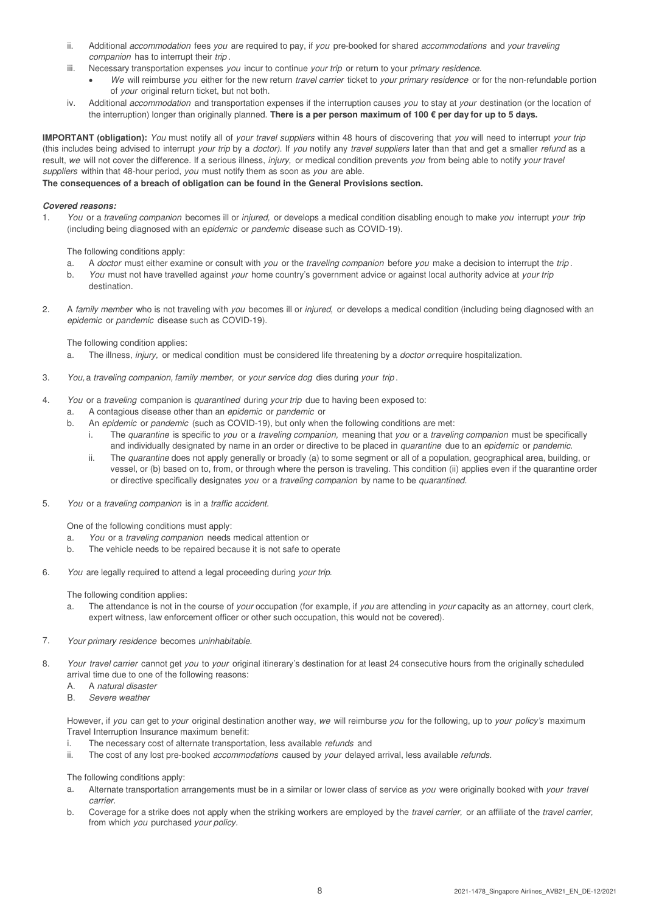ii. Additional *accommodation* fees *you* are required to pay, if *you* pre-booked for shared *accommodations* and *your traveling companion* has to interrupt their *trip*.

iii. Necessary transportation expenses *you* incur to continue *your trip* or return to your *primary residence.*
   - *We* will reimburse *you* either for the new return *travel carrier* ticket to *your primary residence* or for the non-refundable portion of *your* original return ticket, but not both.

iv. Additional *accommodation* and transportation expenses if the interruption causes *you* to stay at *your* destination (or the location of the interruption) longer than originally planned. **There is a per person maximum of 100 € per day for up to 5 days.**

**IMPORTANT (obligation):** *You* must notify all of *your travel suppliers* within 48 hours of discovering that *you* will need to interrupt *your trip* (this includes being advised to interrupt *your trip* by a *doctor).* If *you* notify any *travel suppliers* later than that and get a smaller *refund* as a result, *we* will not cover the difference. If a serious illness, *injury,* or medical condition prevents *you* from being able to notify *your travel suppliers* within that 48-hour period, *you* must notify them as soon as *you* are able.

**The consequences of a breach of obligation can be found in the General Provisions section.**

***Covered reasons:***

1. *You* or a *traveling companion* becomes ill or *injured,* or develops a medical condition disabling enough to make *you* interrupt *your trip* (including being diagnosed with an e*pidemic* or *pandemic* disease such as COVID-19).

   The following conditions apply:

   a. A *doctor* must either examine or consult with *you* or the *traveling companion* before *you* make a decision to interrupt the *trip*.
   b. *You* must not have travelled against *your* home country's government advice or against local authority advice at *your trip* destination.

2. A *family member* who is not traveling with *you* becomes ill or *injured,* or develops a medical condition (including being diagnosed with an *epidemic* or *pandemic* disease such as COVID-19).

   The following condition applies:

   a. The illness, *injury,* or medical condition must be considered life threatening by a *doctor or* require hospitalization.

3. *You,* a *traveling companion, family member,* or *your service dog* dies during *your trip*.

4. *You* or a *traveling* companion is *quarantined* during *your trip* due to having been exposed to:
   a. A contagious disease other than an *epidemic* or *pandemic* or
   b. An *epidemic* or *pandemic* (such as COVID-19), but only when the following conditions are met:
      i. The *quarantine* is specific to *you* or a *traveling companion,* meaning that *you* or a *traveling companion* must be specifically and individually designated by name in an order or directive to be placed in *quarantine* due to an *epidemic* or *pandemic.*
      ii. The *quarantine* does not apply generally or broadly (a) to some segment or all of a population, geographical area, building, or vessel, or (b) based on to, from, or through where the person is traveling. This condition (ii) applies even if the quarantine order or directive specifically designates *you* or a *traveling companion* by name to be *quarantined.*

5. *You* or a *traveling companion* is in a *traffic accident.*

   One of the following conditions must apply:

   a. *You* or a *traveling companion* needs medical attention or
   b. The vehicle needs to be repaired because it is not safe to operate

6. *You* are legally required to attend a legal proceeding during *your trip.*

   The following condition applies:

   a. The attendance is not in the course of *your* occupation (for example, if *you* are attending in *your* capacity as an attorney, court clerk, expert witness, law enforcement officer or other such occupation, this would not be covered).

7. *Your primary residence* becomes *uninhabitable.*

8. *Your travel carrier* cannot get *you* to *your* original itinerary's destination for at least 24 consecutive hours from the originally scheduled arrival time due to one of the following reasons:
   A. A *natural disaster*
   B. *Severe weather*

   However, if *you* can get to *your* original destination another way, *we* will reimburse *you* for the following, up to *your policy's* maximum Travel Interruption Insurance maximum benefit:

   i. The necessary cost of alternate transportation, less available *refunds* and
   ii. The cost of any lost pre-booked *accommodations* caused by *your* delayed arrival, less available *refunds.*

   The following conditions apply:

   a. Alternate transportation arrangements must be in a similar or lower class of service as *you* were originally booked with *your travel carrier.*
   b. Coverage for a strike does not apply when the striking workers are employed by the *travel carrier,* or an affiliate of the *travel carrier,* from which *you* purchased *your policy.*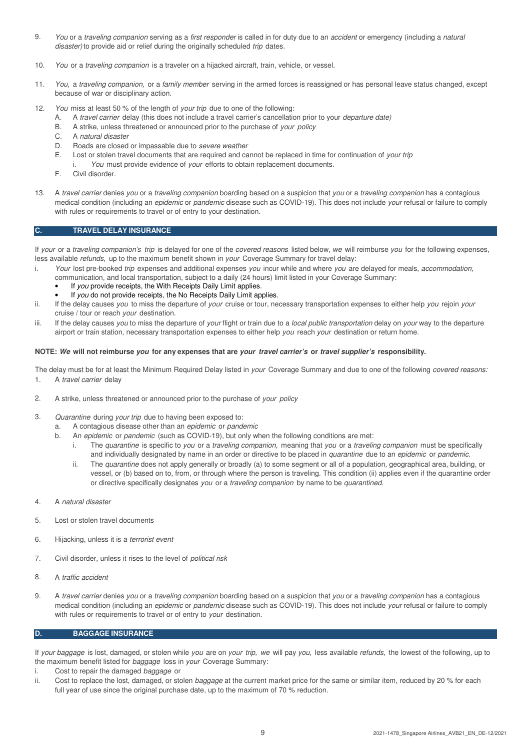9. *You* or a *traveling companion* serving as a *first responder* is called in for duty due to an *accident* or emergency (including a *natural disaster)* to provide aid or relief during the originally scheduled *trip* dates.

10. *You* or a *traveling companion* is a traveler on a hijacked aircraft, train, vehicle, or vessel.

11. *You,* a *traveling companion,* or a *family member* serving in the armed forces is reassigned or has personal leave status changed, except because of war or disciplinary action.

12. *You* miss at least 50 % of the length of *your trip* due to one of the following:
    A. A *travel carrier* delay (this does not include a travel carrier's cancellation prior to your *departure date)*
    B. A strike, unless threatened or announced prior to the purchase of *your policy*
    C. A *natural disaster*
    D. Roads are closed or impassable due to *severe weather*
    E. Lost or stolen travel documents that are required and cannot be replaced in time for continuation of *your trip*
       i. *You* must provide evidence of *your* efforts to obtain replacement documents.
    F. Civil disorder.

13. A *travel carrier* denies *you* or a *traveling companion* boarding based on a suspicion that *you* or a *traveling companion* has a contagious medical condition (including an *epidemic* or *pandemic* disease such as COVID-19). This does not include *your* refusal or failure to comply with rules or requirements to travel or of entry to your destination.

## C. TRAVEL DELAY INSURANCE

If *your* or a *traveling companion's trip* is delayed for one of the *covered reasons* listed below, *we* will reimburse *you* for the following expenses, less available *refunds,* up to the maximum benefit shown in *your* Coverage Summary for travel delay:

i. *Your* lost pre-booked *trip* expenses and additional expenses *you* incur while and where *you* are delayed for meals, *accommodation,* communication, and local transportation, subject to a daily (24 hours) limit listed in your Coverage Summary:
   - If *you* provide receipts, the With Receipts Daily Limit applies.
   - If *you* do not provide receipts, the No Receipts Daily Limit applies.

ii. If the delay causes *you* to miss the departure of *your* cruise or tour, necessary transportation expenses to either help *you* rejoin *your* cruise / tour or reach *your* destination.

iii. If the delay causes *you* to miss the departure of *your* flight or train due to a *local public transportation* delay on *your* way to the departure airport or train station, necessary transportation expenses to either help *you* reach *your* destination or return home.

**NOTE: *We* will not reimburse *you* for any expenses that are *your travel carrier's* or *travel supplier's* responsibility.**

The delay must be for at least the Minimum Required Delay listed in *your* Coverage Summary and due to one of the following *covered reasons:*

1. A *travel carrier* delay

2. A strike, unless threatened or announced prior to the purchase of *your policy*

3. *Quarantine* during *your trip* due to having been exposed to:
   a. A contagious disease other than an *epidemic* or *pandemic*
   b. An *epidemic* or *pandemic* (such as COVID-19), but only when the following conditions are met:
      i. The *quarantine* is specific to *you* or a *traveling companion,* meaning that *you* or a *traveling companion* must be specifically and individually designated by name in an order or directive to be placed in *quarantine* due to an *epidemic* or *pandemic.*
      ii. The *quarantine* does not apply generally or broadly (a) to some segment or all of a population, geographical area, building, or vessel, or (b) based on to, from, or through where the person is traveling. This condition (ii) applies even if the quarantine order or directive specifically designates *you* or a *traveling companion* by name to be *quarantined.*

4. A *natural disaster*

5. Lost or stolen travel documents

6. Hijacking, unless it is a *terrorist event*

7. Civil disorder, unless it rises to the level of *political risk*

8. A *traffic accident*

9. A *travel carrier* denies *you* or a *traveling companion* boarding based on a suspicion that *you* or a *traveling companion* has a contagious medical condition (including an *epidemic* or *pandemic* disease such as COVID-19). This does not include *your* refusal or failure to comply with rules or requirements to travel or of entry to *your* destination.

## D. BAGGAGE INSURANCE

If *your baggage* is lost, damaged, or stolen while *you* are on *your trip, we* will pay *you,* less available *refunds,* the lowest of the following, up to the maximum benefit listed for *baggage* loss in *your* Coverage Summary:

i. Cost to repair the damaged *baggage* or

ii. Cost to replace the lost, damaged, or stolen *baggage* at the current market price for the same or similar item, reduced by 20 % for each full year of use since the original purchase date, up to the maximum of 70 % reduction.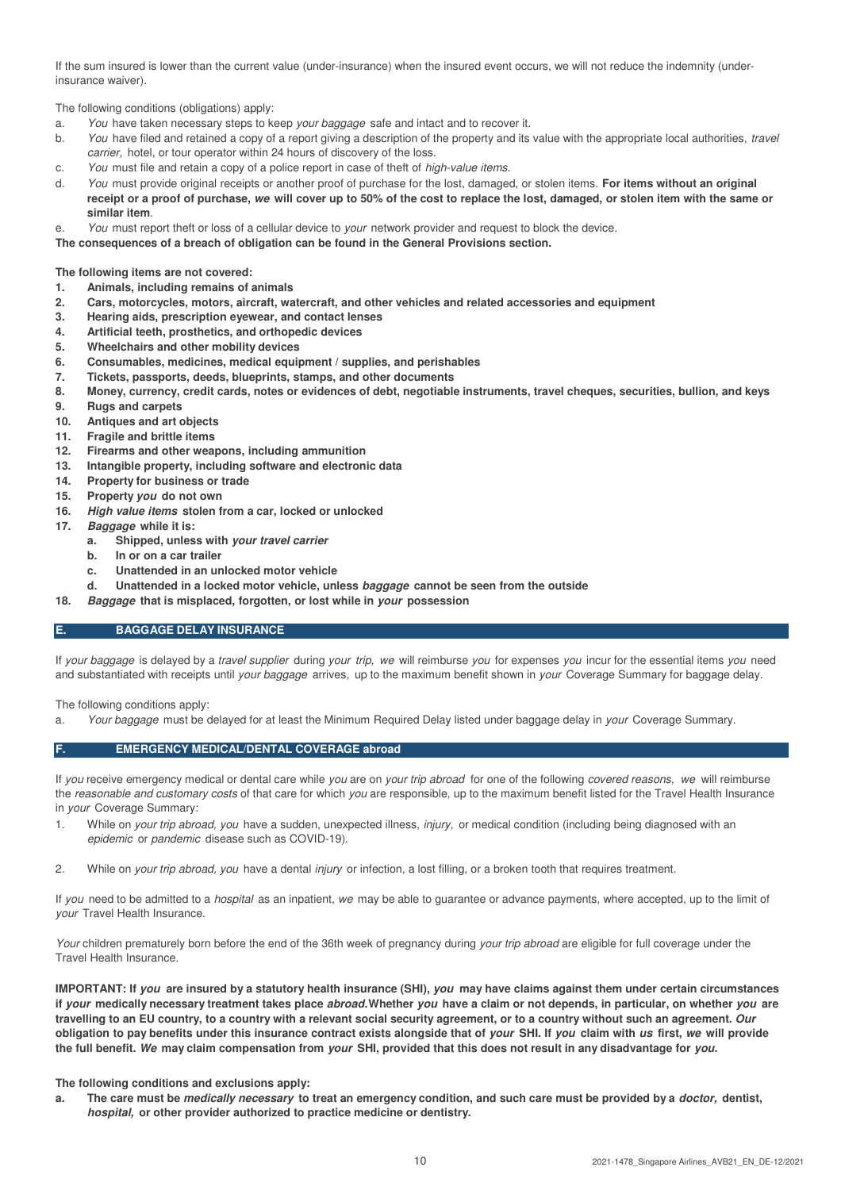If the sum insured is lower than the current value (under-insurance) when the insured event occurs, we will not reduce the indemnity (under-insurance waiver).

The following conditions (obligations) apply:

a. *You* have taken necessary steps to keep *your baggage* safe and intact and to recover it.
b. *You* have filed and retained a copy of a report giving a description of the property and its value with the appropriate local authorities, *travel carrier,* hotel, or tour operator within 24 hours of discovery of the loss.
c. *You* must file and retain a copy of a police report in case of theft of *high-value items.*
d. *You* must provide original receipts or another proof of purchase for the lost, damaged, or stolen items. **For items without an original receipt or a proof of purchase, *we* will cover up to 50% of the cost to replace the lost, damaged, or stolen item with the same or similar item**.
e. *You* must report theft or loss of a cellular device to *your* network provider and request to block the device.

**The consequences of a breach of obligation can be found in the General Provisions section.**

**The following items are not covered:**

1. **Animals, including remains of animals**
2. **Cars, motorcycles, motors, aircraft, watercraft, and other vehicles and related accessories and equipment**
3. **Hearing aids, prescription eyewear, and contact lenses**
4. **Artificial teeth, prosthetics, and orthopedic devices**
5. **Wheelchairs and other mobility devices**
6. **Consumables, medicines, medical equipment / supplies, and perishables**
7. **Tickets, passports, deeds, blueprints, stamps, and other documents**
8. **Money, currency, credit cards, notes or evidences of debt, negotiable instruments, travel cheques, securities, bullion, and keys**
9. **Rugs and carpets**
10. **Antiques and art objects**
11. **Fragile and brittle items**
12. **Firearms and other weapons, including ammunition**
13. **Intangible property, including software and electronic data**
14. **Property for business or trade**
15. **Property *you* do not own**
16. ***High value items* stolen from a car, locked or unlocked**
17. ***Baggage* while it is:**
    a. **Shipped, unless with *your travel carrier***
    b. **In or on a car trailer**
    c. **Unattended in an unlocked motor vehicle**
    d. **Unattended in a locked motor vehicle, unless *baggage* cannot be seen from the outside**
18. ***Baggage* that is misplaced, forgotten, or lost while in *your* possession**

## E. BAGGAGE DELAY INSURANCE

If *your baggage* is delayed by a *travel supplier* during *your trip, we* will reimburse *you* for expenses *you* incur for the essential items *you* need and substantiated with receipts until *your baggage* arrives, up to the maximum benefit shown in *your* Coverage Summary for baggage delay.

The following conditions apply:

a. *Your baggage* must be delayed for at least the Minimum Required Delay listed under baggage delay in *your* Coverage Summary.

## F. EMERGENCY MEDICAL/DENTAL COVERAGE abroad

If *you* receive emergency medical or dental care while *you* are on *your trip abroad* for one of the following *covered reasons, we* will reimburse the *reasonable and customary costs* of that care for which *you* are responsible, up to the maximum benefit listed for the Travel Health Insurance in *your* Coverage Summary:

1. While on *your trip abroad, you* have a sudden, unexpected illness, *injury,* or medical condition (including being diagnosed with an *epidemic* or *pandemic* disease such as COVID-19).
2. While on *your trip abroad, you* have a dental *injury* or infection, a lost filling, or a broken tooth that requires treatment.

If *you* need to be admitted to a *hospital* as an inpatient, *we* may be able to guarantee or advance payments, where accepted, up to the limit of *your* Travel Health Insurance.

*Your* children prematurely born before the end of the 36th week of pregnancy during *your trip abroad* are eligible for full coverage under the Travel Health Insurance.

**IMPORTANT: If *you* are insured by a statutory health insurance (SHI), *you* may have claims against them under certain circumstances if *your* medically necessary treatment takes place *abroad.* Whether *you* have a claim or not depends, in particular, on whether *you* are travelling to an EU country, to a country with a relevant social security agreement, or to a country without such an agreement. *Our* obligation to pay benefits under this insurance contract exists alongside that of *your* SHI. If *you* claim with *us* first, *we* will provide the full benefit. *We* may claim compensation from *your* SHI, provided that this does not result in any disadvantage for *you.***

**The following conditions and exclusions apply:**

a. **The care must be *medically necessary* to treat an emergency condition, and such care must be provided by a *doctor,* dentist, *hospital,* or other provider authorized to practice medicine or dentistry.**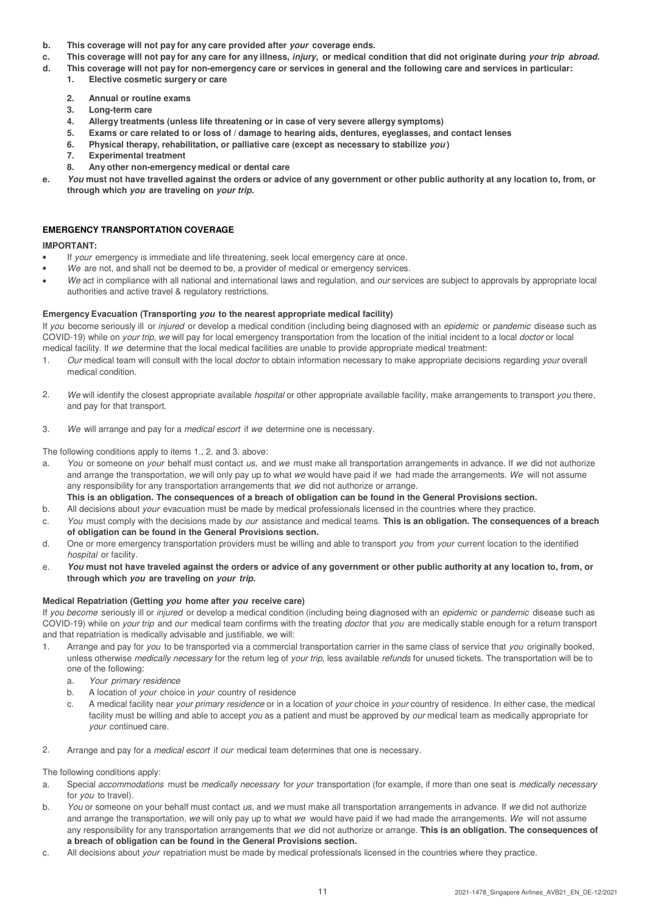**b. This coverage will not pay for any care provided after *your* coverage ends.**

**c. This coverage will not pay for any care for any illness, *injury,* or medical condition that did not originate during *your trip abroad.***

**d. This coverage will not pay for non-emergency care or services in general and the following care and services in particular:**

1. **Elective cosmetic surgery or care**
2. **Annual or routine exams**
3. **Long-term care**
4. **Allergy treatments (unless life threatening or in case of very severe allergy symptoms)**
5. **Exams or care related to or loss of / damage to hearing aids, dentures, eyeglasses, and contact lenses**
6. **Physical therapy, rehabilitation, or palliative care (except as necessary to stabilize *you*)**
7. **Experimental treatment**
8. **Any other non-emergency medical or dental care**

**e. *You* must not have travelled against the orders or advice of any government or other public authority at any location to, from, or through which *you* are traveling on *your trip*.**

## EMERGENCY TRANSPORTATION COVERAGE

**IMPORTANT:**

- If *your* emergency is immediate and life threatening, seek local emergency care at once.
- *We* are not, and shall not be deemed to be, a provider of medical or emergency services.
- *We* act in compliance with all national and international laws and regulation, and *our* services are subject to approvals by appropriate local authorities and active travel & regulatory restrictions.

### Emergency Evacuation (Transporting *you* to the nearest appropriate medical facility)

If *you* become seriously ill or *injured* or develop a medical condition (including being diagnosed with an *epidemic* or *pandemic* disease such as COVID-19) while on *your trip, we* will pay for local emergency transportation from the location of the initial incident to a local *doctor* or local medical facility. If *we* determine that the local medical facilities are unable to provide appropriate medical treatment:

1. *Our* medical team will consult with the local *doctor* to obtain information necessary to make appropriate decisions regarding *your* overall medical condition.
2. *We* will identify the closest appropriate available *hospital* or other appropriate available facility, make arrangements to transport *you* there, and pay for that transport.
3. *We* will arrange and pay for a *medical escort* if *we* determine one is necessary.

The following conditions apply to items 1., 2. and 3. above:

a. *You* or someone on *your* behalf must contact *us,* and *we* must make all transportation arrangements in advance. If *we* did not authorize and arrange the transportation, *we* will only pay up to what *we* would have paid if *we* had made the arrangements. *We* will not assume any responsibility for any transportation arrangements that *we* did not authorize or arrange.
**This is an obligation. The consequences of a breach of obligation can be found in the General Provisions section.**

b. All decisions about *your* evacuation must be made by medical professionals licensed in the countries where they practice.

c. *You* must comply with the decisions made by *our* assistance and medical teams. **This is an obligation. The consequences of a breach of obligation can be found in the General Provisions section.**

d. One or more emergency transportation providers must be willing and able to transport *you* from *your* current location to the identified *hospital* or facility.

e. ***You* must not have traveled against the orders or advice of any government or other public authority at any location to, from, or through which *you* are traveling on *your trip*.**

### Medical Repatriation (Getting *you* home after *you* receive care)

If *you become* seriously ill or *injured* or develop a medical condition (including being diagnosed with an *epidemic* or *pandemic* disease such as COVID-19) while on *your trip* and *our* medical team confirms with the treating *doctor* that *you* are medically stable enough for a return transport and that repatriation is medically advisable and justifiable, we will:

1. Arrange and pay for *you* to be transported via a commercial transportation carrier in the same class of service that *you* originally booked, unless otherwise *medically necessary* for the return leg of *your trip,* less available *refunds* for unused tickets. The transportation will be to one of the following:
   a. *Your primary residence*
   b. A location of *your* choice in *your* country of residence
   c. A medical facility near *your primary residence* or in a location of *your* choice in *your* country of residence. In either case, the medical facility must be willing and able to accept *you* as a patient and must be approved by *our* medical team as medically appropriate for *your* continued care.
2. Arrange and pay for a *medical escort* if *our* medical team determines that one is necessary.

The following conditions apply:

a. Special *accommodations* must be *medically necessary* for *your* transportation (for example, if more than one seat is *medically necessary* for *you* to travel).

b. *You* or someone on your behalf must contact *us,* and *we* must make all transportation arrangements in advance. If *we* did not authorize and arrange the transportation, *we* will only pay up to what *we* would have paid if we had made the arrangements. *We* will not assume any responsibility for any transportation arrangements that *we* did not authorize or arrange. **This is an obligation. The consequences of a breach of obligation can be found in the General Provisions section.**

c. All decisions about *your* repatriation must be made by medical professionals licensed in the countries where they practice.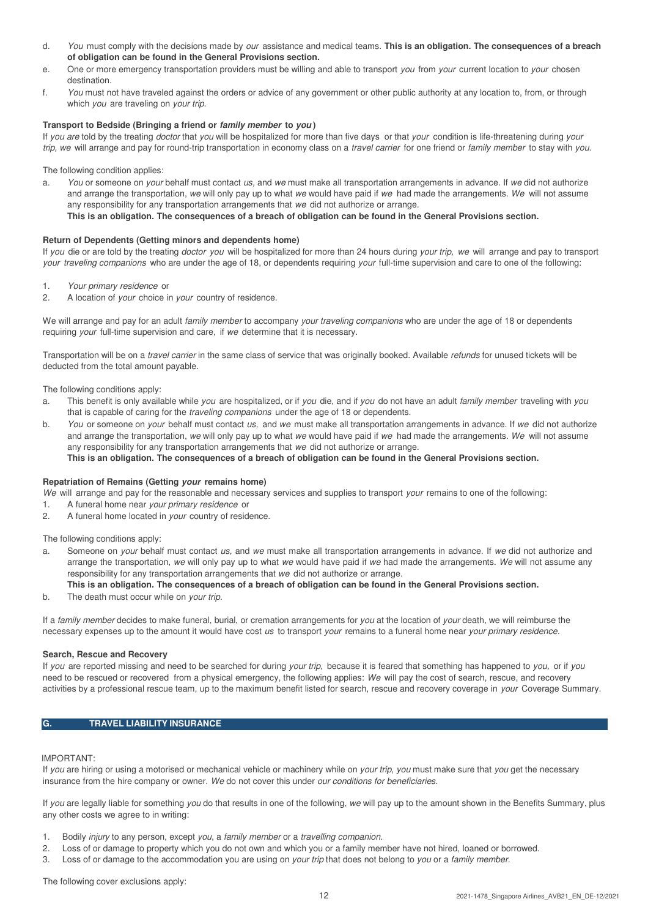d. *You* must comply with the decisions made by *our* assistance and medical teams. **This is an obligation. The consequences of a breach of obligation can be found in the General Provisions section.**

e. One or more emergency transportation providers must be willing and able to transport *you* from *your* current location to *your* chosen destination.

f. *You* must not have traveled against the orders or advice of any government or other public authority at any location to, from, or through which *you* are traveling on *your trip*.

**Transport to Bedside (Bringing a friend or *family member* to *you*)**

If *you are* told by the treating *doctor* that *you* will be hospitalized for more than five days or that *your* condition is life-threatening during *your trip, we* will arrange and pay for round-trip transportation in economy class on a *travel carrier* for one friend or *family member* to stay with *you.*

The following condition applies:

a. *You* or someone on *your* behalf must contact *us,* and *we* must make all transportation arrangements in advance. If *we* did not authorize and arrange the transportation, *we* will only pay up to what *we* would have paid if *we* had made the arrangements. *We* will not assume any responsibility for any transportation arrangements that *we* did not authorize or arrange.
**This is an obligation. The consequences of a breach of obligation can be found in the General Provisions section.**

**Return of Dependents (Getting minors and dependents home)**

If *you* die or are told by the treating *doctor you* will be hospitalized for more than 24 hours during *your trip, we* will arrange and pay to transport *your traveling companions* who are under the age of 18, or dependents requiring *your* full-time supervision and care to one of the following:

1. *Your primary residence* or
2. A location of *your* choice in *your* country of residence.

We will arrange and pay for an adult *family member* to accompany *your traveling companions* who are under the age of 18 or dependents requiring *your* full-time supervision and care, if *we* determine that it is necessary.

Transportation will be on a *travel carrier* in the same class of service that was originally booked. Available *refunds* for unused tickets will be deducted from the total amount payable.

The following conditions apply:

a. This benefit is only available while *you* are hospitalized, or if *you* die, and if *you* do not have an adult *family member* traveling with *you* that is capable of caring for the *traveling companions* under the age of 18 or dependents.

b. *You* or someone on *your* behalf must contact *us,* and *we* must make all transportation arrangements in advance. If *we* did not authorize and arrange the transportation, *we* will only pay up to what *we* would have paid if *we* had made the arrangements. *We* will not assume any responsibility for any transportation arrangements that *we* did not authorize or arrange.
**This is an obligation. The consequences of a breach of obligation can be found in the General Provisions section.**

**Repatriation of Remains (Getting *your* remains home)**

*We* will arrange and pay for the reasonable and necessary services and supplies to transport *your* remains to one of the following:

1. A funeral home near *your primary residence* or
2. A funeral home located in *your* country of residence.

The following conditions apply:

a. Someone on *your* behalf must contact *us,* and *we* must make all transportation arrangements in advance. If *we* did not authorize and arrange the transportation, *we* will only pay up to what *we* would have paid if *we* had made the arrangements. *We* will not assume any responsibility for any transportation arrangements that *we* did not authorize or arrange.
**This is an obligation. The consequences of a breach of obligation can be found in the General Provisions section.**

b. The death must occur while on *your trip.*

If a *family member* decides to make funeral, burial, or cremation arrangements for *you* at the location of *your* death, we will reimburse the necessary expenses up to the amount it would have cost *us* to transport *your* remains to a funeral home near *your primary residence.*

**Search, Rescue and Recovery**

If *you* are reported missing and need to be searched for during *your trip,* because it is feared that something has happened to *you,* or if *you* need to be rescued or recovered from a physical emergency, the following applies: *We* will pay the cost of search, rescue, and recovery activities by a professional rescue team, up to the maximum benefit listed for search, rescue and recovery coverage in *your* Coverage Summary.

## G. TRAVEL LIABILITY INSURANCE

IMPORTANT:

If *you* are hiring or using a motorised or mechanical vehicle or machinery while on *your trip*, *you* must make sure that *you* get the necessary insurance from the hire company or owner. *We* do not cover this under *our conditions for beneficiaries.*

If *you* are legally liable for something *you* do that results in one of the following, *we* will pay up to the amount shown in the Benefits Summary, plus any other costs we agree to in writing:

1. Bodily *injury* to any person, except *you*, a *family member* or a *travelling companion.*
2. Loss of or damage to property which you do not own and which you or a family member have not hired, loaned or borrowed.
3. Loss of or damage to the accommodation you are using on *your trip* that does not belong to *you* or a *family member.*

The following cover exclusions apply: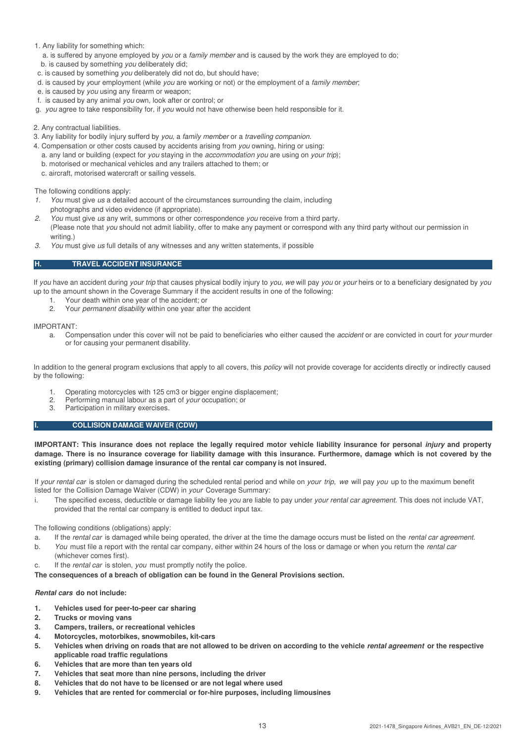1. Any liability for something which:
   a. is suffered by anyone employed by *you* or a *family member* and is caused by the work they are employed to do;
   b. is caused by something *you* deliberately did;
   c. is caused by something *you* deliberately did not do, but should have;
   d. is caused by your employment (while *you* are working or not) or the employment of a *family member*;
   e. is caused by *you* using any firearm or weapon;
   f. is caused by any animal *you* own, look after or control; or
   g. *you* agree to take responsibility for, if *you* would not have otherwise been held responsible for it.

2. Any contractual liabilities.
3. Any liability for bodily injury sufferd by *you*, a *family member* or a *travelling companion*.
4. Compensation or other costs caused by accidents arising from *you* owning, hiring or using:
   a. any land or building (expect for *you* staying in the *accommodation you* are using on *your trip*);
   b. motorised or mechanical vehicles and any trailers attached to them; or
   c. aircraft, motorised watercraft or sailing vessels.

The following conditions apply:

1. *You* must give *us* a detailed account of the circumstances surrounding the claim, including photographs and video evidence (if appropriate).
2. *You* must give *us* any writ, summons or other correspondence *you* receive from a third party. (Please note that *you* should not admit liability, offer to make any payment or correspond with any third party without our permission in writing.)
3. *You* must give *us* full details of any witnesses and any written statements, if possible

## H. TRAVEL ACCIDENT INSURANCE

If *you* have an accident during *your trip* that causes physical bodily injury to *you*, *we* will pay *you* or *your* heirs or to a beneficiary designated by *you* up to the amount shown in the Coverage Summary if the accident results in one of the following:

1. Your death within one year of the accident; or
2. Your *permanent disability* within one year after the accident

IMPORTANT:

a. Compensation under this cover will not be paid to beneficiaries who either caused the *accident* or are convicted in court for *your* murder or for causing your permanent disability.

In addition to the general program exclusions that apply to all covers, this *policy* will not provide coverage for accidents directly or indirectly caused by the following:

1. Operating motorcycles with 125 cm3 or bigger engine displacement;
2. Performing manual labour as a part of *your* occupation; or
3. Participation in military exercises.

## I. COLLISION DAMAGE WAIVER (CDW)

**IMPORTANT: This insurance does not replace the legally required motor vehicle liability insurance for personal *injury* and property damage. There is no insurance coverage for liability damage with this insurance. Furthermore, damage which is not covered by the existing (primary) collision damage insurance of the rental car company is not insured.**

If *your rental car* is stolen or damaged during the scheduled rental period and while on *your trip*, *we* will pay *you* up to the maximum benefit listed for the Collision Damage Waiver (CDW) in *your* Coverage Summary:

i. The specified excess, deductible or damage liability fee *you* are liable to pay under *your rental car agreement*. This does not include VAT, provided that the rental car company is entitled to deduct input tax.

The following conditions (obligations) apply:

a. If the *rental car* is damaged while being operated, the driver at the time the damage occurs must be listed on the *rental car agreement*.
b. *You* must file a report with the rental car company, either within 24 hours of the loss or damage or when you return the *rental car* (whichever comes first).
c. If the *rental car* is stolen, *you* must promptly notify the police.

**The consequences of a breach of obligation can be found in the General Provisions section.**

***Rental cars* do not include:**

1. **Vehicles used for peer-to-peer car sharing**
2. **Trucks or moving vans**
3. **Campers, trailers, or recreational vehicles**
4. **Motorcycles, motorbikes, snowmobiles, kit-cars**
5. **Vehicles when driving on roads that are not allowed to be driven on according to the vehicle *rental agreement* or the respective applicable road traffic regulations**
6. **Vehicles that are more than ten years old**
7. **Vehicles that seat more than nine persons, including the driver**
8. **Vehicles that do not have to be licensed or are not legal where used**
9. **Vehicles that are rented for commercial or for-hire purposes, including limousines**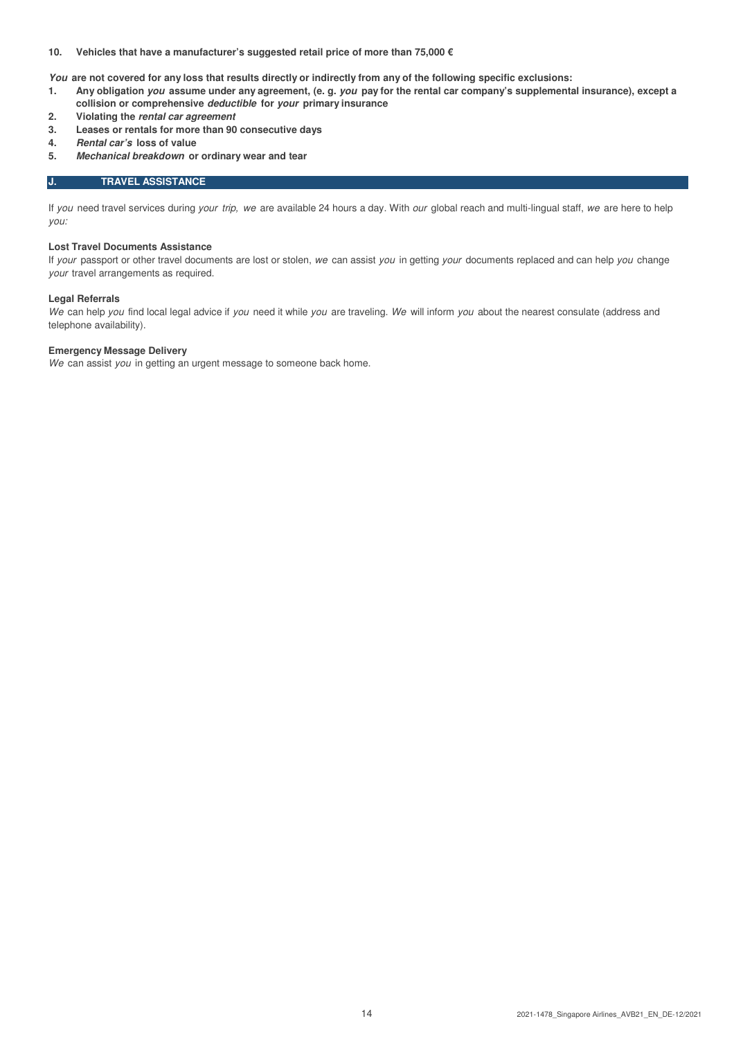**10. Vehicles that have a manufacturer's suggested retail price of more than 75,000 €**

***You*** **are not covered for any loss that results directly or indirectly from any of the following specific exclusions:**

1. **Any obligation *you* assume under any agreement, (e. g. *you* pay for the rental car company's supplemental insurance), except a collision or comprehensive *deductible* for *your* primary insurance**
2. **Violating the *rental car agreement***
3. **Leases or rentals for more than 90 consecutive days**
4. ***Rental car's* loss of value**
5. ***Mechanical breakdown* or ordinary wear and tear**

## J. TRAVEL ASSISTANCE

If *you* need travel services during *your trip, we* are available 24 hours a day. With *our* global reach and multi-lingual staff, *we* are here to help *you:*

**Lost Travel Documents Assistance**

If *your* passport or other travel documents are lost or stolen, *we* can assist *you* in getting *your* documents replaced and can help *you* change *your* travel arrangements as required.

**Legal Referrals**

*We* can help *you* find local legal advice if *you* need it while *you* are traveling. *We* will inform *you* about the nearest consulate (address and telephone availability).

**Emergency Message Delivery**

*We* can assist *you* in getting an urgent message to someone back home.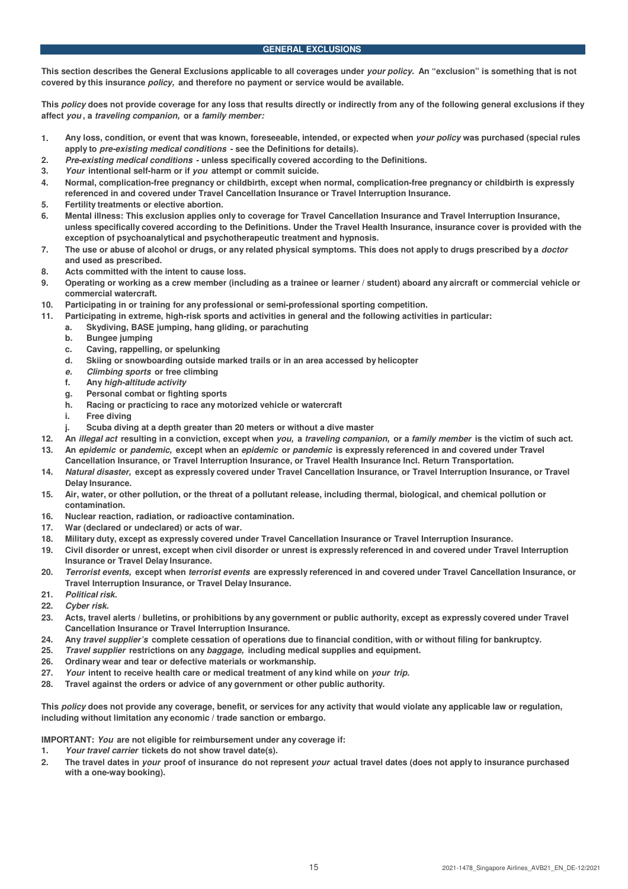## GENERAL EXCLUSIONS

**This section describes the General Exclusions applicable to all coverages under *your policy*. An "exclusion" is something that is not covered by this insurance *policy*, and therefore no payment or service would be available.**

**This *policy* does not provide coverage for any loss that results directly or indirectly from any of the following general exclusions if they affect *you*, a *traveling companion*, or a *family member*:**

1. **Any loss, condition, or event that was known, foreseeable, intended, or expected when *your policy* was purchased (special rules apply to *pre-existing medical conditions* - see the Definitions for details).**
2. ***Pre-existing medical conditions* - unless specifically covered according to the Definitions.**
3. ***Your* intentional self-harm or if *you* attempt or commit suicide.**
4. **Normal, complication-free pregnancy or childbirth, except when normal, complication-free pregnancy or childbirth is expressly referenced in and covered under Travel Cancellation Insurance or Travel Interruption Insurance.**
5. **Fertility treatments or elective abortion.**
6. **Mental illness: This exclusion applies only to coverage for Travel Cancellation Insurance and Travel Interruption Insurance, unless specifically covered according to the Definitions. Under the Travel Health Insurance, insurance cover is provided with the exception of psychoanalytical and psychotherapeutic treatment and hypnosis.**
7. **The use or abuse of alcohol or drugs, or any related physical symptoms. This does not apply to drugs prescribed by a *doctor* and used as prescribed.**
8. **Acts committed with the intent to cause loss.**
9. **Operating or working as a crew member (including as a trainee or learner / student) aboard any aircraft or commercial vehicle or commercial watercraft.**
10. **Participating in or training for any professional or semi-professional sporting competition.**
11. **Participating in extreme, high-risk sports and activities in general and the following activities in particular:**
    a. **Skydiving, BASE jumping, hang gliding, or parachuting**
    b. **Bungee jumping**
    c. **Caving, rappelling, or spelunking**
    d. **Skiing or snowboarding outside marked trails or in an area accessed by helicopter**
    e. ***Climbing sports* or free climbing**
    f. **Any *high-altitude activity***
    g. **Personal combat or fighting sports**
    h. **Racing or practicing to race any motorized vehicle or watercraft**
    i. **Free diving**
    j. **Scuba diving at a depth greater than 20 meters or without a dive master**
12. **An *illegal act* resulting in a conviction, except when *you*, a *traveling companion*, or a *family member* is the victim of such act.**
13. **An *epidemic* or *pandemic*, except when an *epidemic* or *pandemic* is expressly referenced in and covered under Travel Cancellation Insurance, or Travel Interruption Insurance, or Travel Health Insurance Incl. Return Transportation.**
14. ***Natural disaster*, except as expressly covered under Travel Cancellation Insurance, or Travel Interruption Insurance, or Travel Delay Insurance.**
15. **Air, water, or other pollution, or the threat of a pollutant release, including thermal, biological, and chemical pollution or contamination.**
16. **Nuclear reaction, radiation, or radioactive contamination.**
17. **War (declared or undeclared) or acts of war.**
18. **Military duty, except as expressly covered under Travel Cancellation Insurance or Travel Interruption Insurance.**
19. **Civil disorder or unrest, except when civil disorder or unrest is expressly referenced in and covered under Travel Interruption Insurance or Travel Delay Insurance.**
20. ***Terrorist events*, except when *terrorist events* are expressly referenced in and covered under Travel Cancellation Insurance, or Travel Interruption Insurance, or Travel Delay Insurance.**
21. ***Political risk.***
22. ***Cyber risk.***
23. **Acts, travel alerts / bulletins, or prohibitions by any government or public authority, except as expressly covered under Travel Cancellation Insurance or Travel Interruption Insurance.**
24. **Any *travel supplier's* complete cessation of operations due to financial condition, with or without filing for bankruptcy.**
25. ***Travel supplier* restrictions on any *baggage*, including medical supplies and equipment.**
26. **Ordinary wear and tear or defective materials or workmanship.**
27. ***Your* intent to receive health care or medical treatment of any kind while on *your trip*.**
28. **Travel against the orders or advice of any government or other public authority.**

**This *policy* does not provide any coverage, benefit, or services for any activity that would violate any applicable law or regulation, including without limitation any economic / trade sanction or embargo.**

**IMPORTANT: *You* are not eligible for reimbursement under any coverage if:**

1. ***Your travel carrier* tickets do not show travel date(s).**
2. **The travel dates in *your* proof of insurance do not represent *your* actual travel dates (does not apply to insurance purchased with a one-way booking).**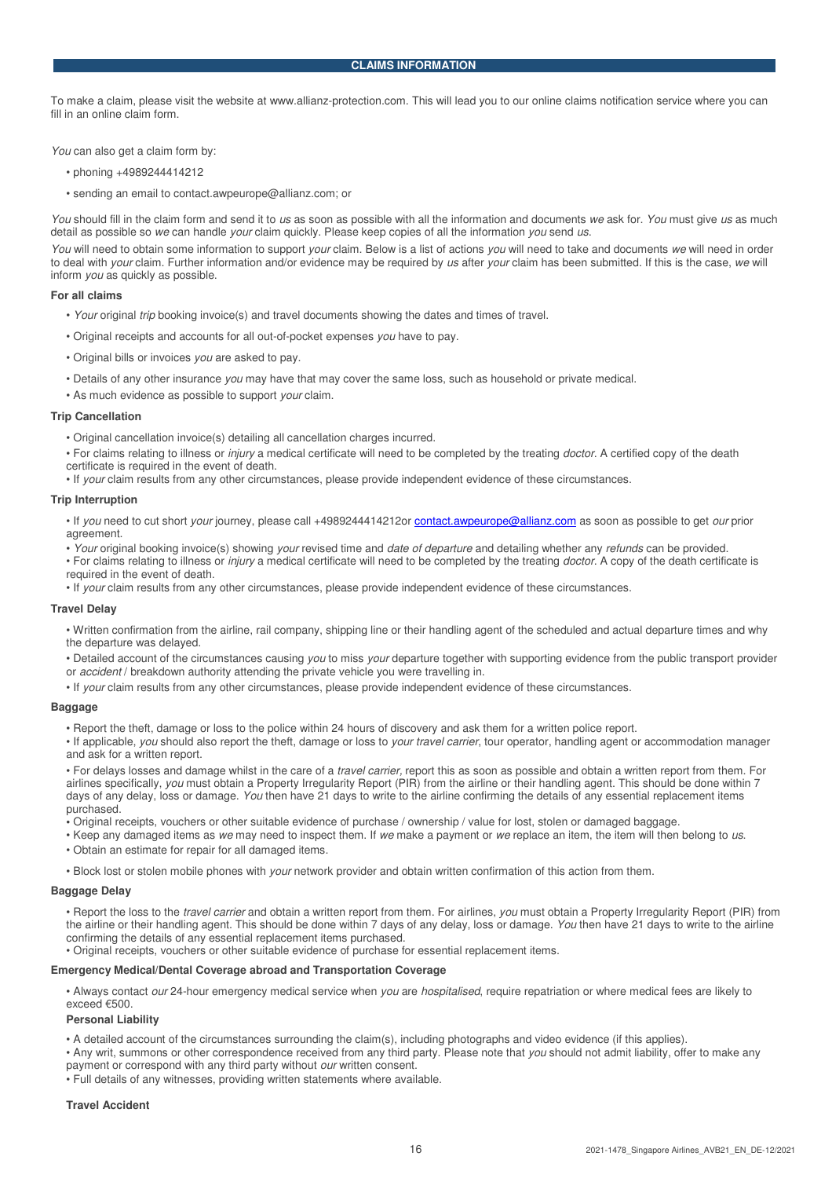## CLAIMS INFORMATION

To make a claim, please visit the website at www.allianz-protection.com. This will lead you to our online claims notification service where you can fill in an online claim form.

*You* can also get a claim form by:

- phoning +4989244414212
- sending an email to contact.awpeurope@allianz.com; or

*You* should fill in the claim form and send it to *us* as soon as possible with all the information and documents *we* ask for. *You* must give *us* as much detail as possible so *we* can handle *your* claim quickly. Please keep copies of all the information *you* send *us*.

*You* will need to obtain some information to support *your* claim. Below is a list of actions *you* will need to take and documents *we* will need in order to deal with *your* claim. Further information and/or evidence may be required by *us* after *your* claim has been submitted. If this is the case, *we* will inform *you* as quickly as possible.

**For all claims**

- *Your* original *trip* booking invoice(s) and travel documents showing the dates and times of travel.
- Original receipts and accounts for all out-of-pocket expenses *you* have to pay.
- Original bills or invoices *you* are asked to pay.
- Details of any other insurance *you* may have that may cover the same loss, such as household or private medical.
- As much evidence as possible to support *your* claim.

**Trip Cancellation**

- Original cancellation invoice(s) detailing all cancellation charges incurred.
- For claims relating to illness or *injury* a medical certificate will need to be completed by the treating *doctor*. A certified copy of the death certificate is required in the event of death.
- If *your* claim results from any other circumstances, please provide independent evidence of these circumstances.

**Trip Interruption**

- If *you* need to cut short *your* journey, please call +4989244414212or contact.awpeurope@allianz.com as soon as possible to get *our* prior agreement.
- *Your* original booking invoice(s) showing *your* revised time and *date of departure* and detailing whether any *refunds* can be provided.
- For claims relating to illness or *injury* a medical certificate will need to be completed by the treating *doctor*. A copy of the death certificate is required in the event of death.
- If *your* claim results from any other circumstances, please provide independent evidence of these circumstances.

**Travel Delay**

- Written confirmation from the airline, rail company, shipping line or their handling agent of the scheduled and actual departure times and why the departure was delayed.
- Detailed account of the circumstances causing *you* to miss *your* departure together with supporting evidence from the public transport provider or *accident* / breakdown authority attending the private vehicle you were travelling in.
- If *your* claim results from any other circumstances, please provide independent evidence of these circumstances.

**Baggage**

- Report the theft, damage or loss to the police within 24 hours of discovery and ask them for a written police report.
- If applicable, *you* should also report the theft, damage or loss to *your travel carrier*, tour operator, handling agent or accommodation manager and ask for a written report.
- For delays losses and damage whilst in the care of a *travel carrier,* report this as soon as possible and obtain a written report from them. For airlines specifically, *you* must obtain a Property Irregularity Report (PIR) from the airline or their handling agent. This should be done within 7 days of any delay, loss or damage. *You* then have 21 days to write to the airline confirming the details of any essential replacement items purchased.
- Original receipts, vouchers or other suitable evidence of purchase / ownership / value for lost, stolen or damaged baggage.
- Keep any damaged items as *we* may need to inspect them. If *we* make a payment or *we* replace an item, the item will then belong to *us*.
- Obtain an estimate for repair for all damaged items.
- Block lost or stolen mobile phones with *your* network provider and obtain written confirmation of this action from them.

**Baggage Delay**

- Report the loss to the *travel carrier* and obtain a written report from them. For airlines, *you* must obtain a Property Irregularity Report (PIR) from the airline or their handling agent. This should be done within 7 days of any delay, loss or damage. *You* then have 21 days to write to the airline confirming the details of any essential replacement items purchased.
- Original receipts, vouchers or other suitable evidence of purchase for essential replacement items.

**Emergency Medical/Dental Coverage abroad and Transportation Coverage**

- Always contact *our* 24-hour emergency medical service when *you* are *hospitalised*, require repatriation or where medical fees are likely to exceed €500.

**Personal Liability**

- A detailed account of the circumstances surrounding the claim(s), including photographs and video evidence (if this applies).
- Any writ, summons or other correspondence received from any third party. Please note that *you* should not admit liability, offer to make any payment or correspond with any third party without *our* written consent.
- Full details of any witnesses, providing written statements where available.

**Travel Accident**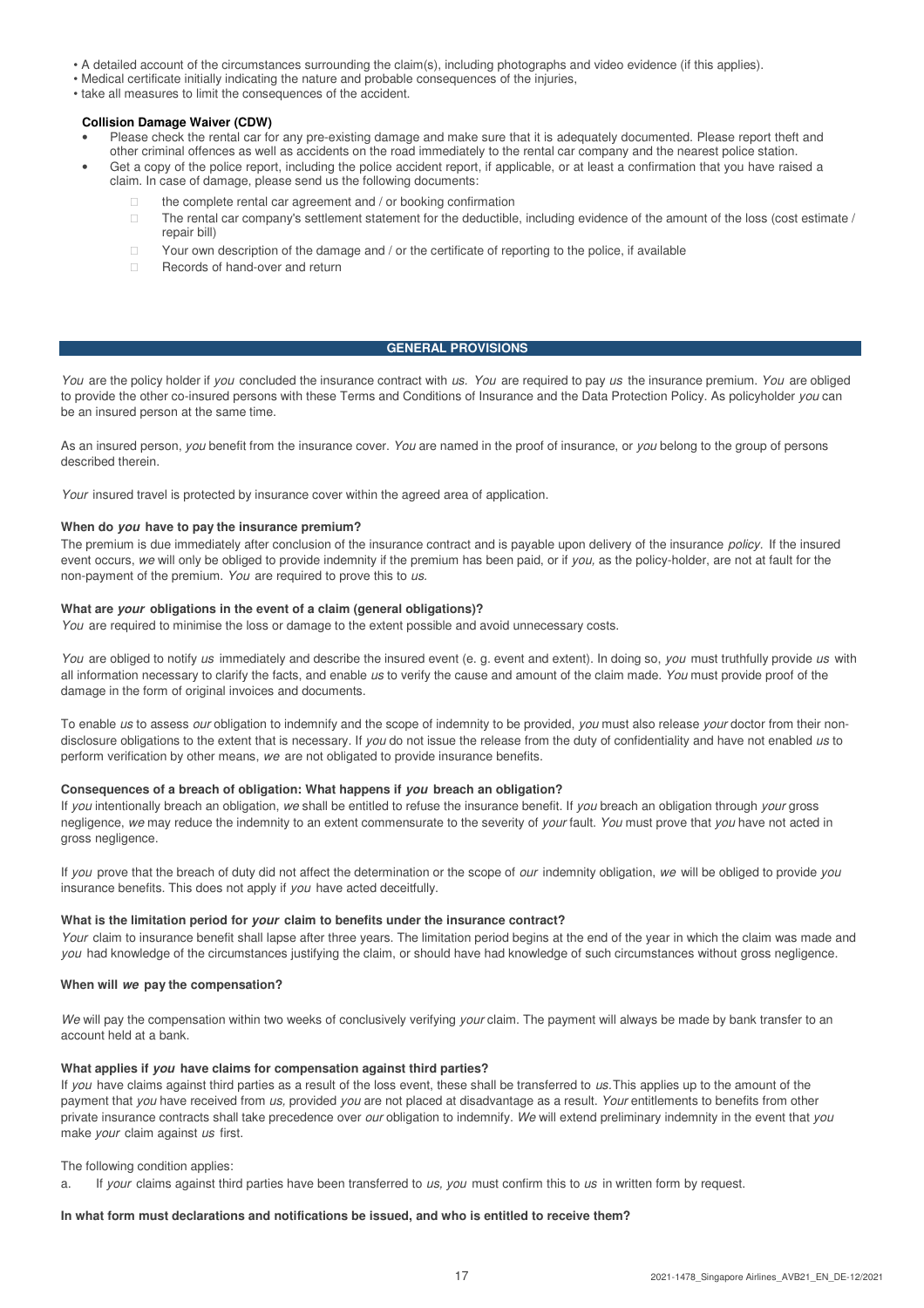- A detailed account of the circumstances surrounding the claim(s), including photographs and video evidence (if this applies).
- Medical certificate initially indicating the nature and probable consequences of the injuries,
- take all measures to limit the consequences of the accident.

**Collision Damage Waiver (CDW)**

- Please check the rental car for any pre-existing damage and make sure that it is adequately documented. Please report theft and other criminal offences as well as accidents on the road immediately to the rental car company and the nearest police station.
- Get a copy of the police report, including the police accident report, if applicable, or at least a confirmation that you have raised a claim. In case of damage, please send us the following documents:
    - the complete rental car agreement and / or booking confirmation
    - The rental car company's settlement statement for the deductible, including evidence of the amount of the loss (cost estimate / repair bill)
    - Your own description of the damage and / or the certificate of reporting to the police, if available
    - Records of hand-over and return

## GENERAL PROVISIONS

*You* are the policy holder if *you* concluded the insurance contract with *us*. *You* are required to pay *us* the insurance premium. *You* are obliged to provide the other co-insured persons with these Terms and Conditions of Insurance and the Data Protection Policy. As policyholder *you* can be an insured person at the same time.

As an insured person, *you* benefit from the insurance cover. *You* are named in the proof of insurance, or *you* belong to the group of persons described therein.

*Your* insured travel is protected by insurance cover within the agreed area of application.

**When do *you* have to pay the insurance premium?**

The premium is due immediately after conclusion of the insurance contract and is payable upon delivery of the insurance *policy*. If the insured event occurs, *we* will only be obliged to provide indemnity if the premium has been paid, or if *you,* as the policy-holder, are not at fault for the non-payment of the premium. *You* are required to prove this to *us*.

**What are *your* obligations in the event of a claim (general obligations)?**

*You* are required to minimise the loss or damage to the extent possible and avoid unnecessary costs.

*You* are obliged to notify *us* immediately and describe the insured event (e. g. event and extent). In doing so, *you* must truthfully provide *us* with all information necessary to clarify the facts, and enable *us* to verify the cause and amount of the claim made. *You* must provide proof of the damage in the form of original invoices and documents.

To enable *us* to assess *our* obligation to indemnify and the scope of indemnity to be provided, *you* must also release *your* doctor from their non-disclosure obligations to the extent that is necessary. If *you* do not issue the release from the duty of confidentiality and have not enabled *us* to perform verification by other means, *we* are not obligated to provide insurance benefits.

**Consequences of a breach of obligation: What happens if *you* breach an obligation?**

If *you* intentionally breach an obligation, *we* shall be entitled to refuse the insurance benefit. If *you* breach an obligation through *your* gross negligence, *we* may reduce the indemnity to an extent commensurate to the severity of *your* fault. *You* must prove that *you* have not acted in gross negligence.

If *you* prove that the breach of duty did not affect the determination or the scope of *our* indemnity obligation, *we* will be obliged to provide *you* insurance benefits. This does not apply if *you* have acted deceitfully.

**What is the limitation period for *your* claim to benefits under the insurance contract?**

*Your* claim to insurance benefit shall lapse after three years. The limitation period begins at the end of the year in which the claim was made and *you* had knowledge of the circumstances justifying the claim, or should have had knowledge of such circumstances without gross negligence.

**When will *we* pay the compensation?**

*We* will pay the compensation within two weeks of conclusively verifying *your* claim. The payment will always be made by bank transfer to an account held at a bank.

**What applies if *you* have claims for compensation against third parties?**

If *you* have claims against third parties as a result of the loss event, these shall be transferred to *us.* This applies up to the amount of the payment that *you* have received from *us,* provided *you* are not placed at disadvantage as a result. *Your* entitlements to benefits from other private insurance contracts shall take precedence over *our* obligation to indemnify. *We* will extend preliminary indemnity in the event that *you* make *your* claim against *us* first.

The following condition applies:

a. If *your* claims against third parties have been transferred to *us, you* must confirm this to *us* in written form by request.

**In what form must declarations and notifications be issued, and who is entitled to receive them?**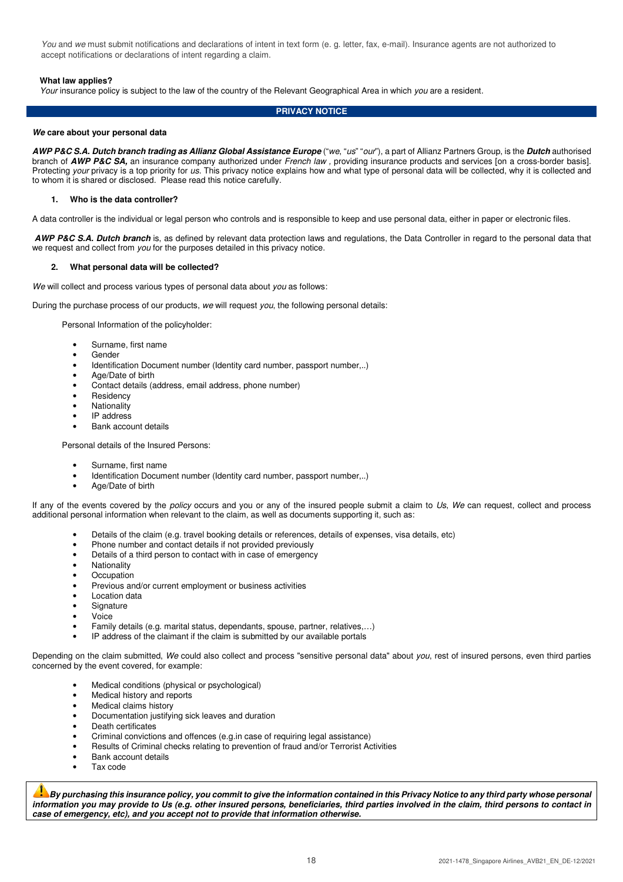*You* and *we* must submit notifications and declarations of intent in text form (e. g. letter, fax, e-mail). Insurance agents are not authorized to accept notifications or declarations of intent regarding a claim.

**What law applies?**

*Your* insurance policy is subject to the law of the country of the Relevant Geographical Area in which *you* are a resident.

## PRIVACY NOTICE

***We* care about your personal data**

***AWP P&C S.A. Dutch branch trading as Allianz Global Assistance Europe*** ("*we*", "*us*" "*our*"), a part of Allianz Partners Group, is the ***Dutch*** authorised branch of ***AWP P&C SA,*** an insurance company authorized under *French law* , providing insurance products and services [on a cross-border basis]. Protecting *your* privacy is a top priority for *us*. This privacy notice explains how and what type of personal data will be collected, why it is collected and to whom it is shared or disclosed. Please read this notice carefully.

### 1. Who is the data controller?

A data controller is the individual or legal person who controls and is responsible to keep and use personal data, either in paper or electronic files.

***AWP P&C S.A. Dutch branch*** is, as defined by relevant data protection laws and regulations, the Data Controller in regard to the personal data that we request and collect from *you* for the purposes detailed in this privacy notice.

### 2. What personal data will be collected?

*We* will collect and process various types of personal data about *you* as follows:

During the purchase process of our products, *we* will request *you*, the following personal details:

Personal Information of the policyholder:

- Surname, first name
- Gender
- Identification Document number (Identity card number, passport number,..)
- Age/Date of birth
- Contact details (address, email address, phone number)
- Residency
- Nationality
- IP address
- Bank account details

Personal details of the Insured Persons:

- Surname, first name
- Identification Document number (Identity card number, passport number,..)
- Age/Date of birth

If any of the events covered by the *policy* occurs and you or any of the insured people submit a claim to *Us*, *We* can request, collect and process additional personal information when relevant to the claim, as well as documents supporting it, such as:

- Details of the claim (e.g. travel booking details or references, details of expenses, visa details, etc)
- Phone number and contact details if not provided previously
- Details of a third person to contact with in case of emergency
- Nationality
- Occupation
- Previous and/or current employment or business activities
- Location data
- Signature
- Voice
- Family details (e.g. marital status, dependants, spouse, partner, relatives,…)
- IP address of the claimant if the claim is submitted by our available portals

Depending on the claim submitted, *We* could also collect and process "sensitive personal data" about *you*, rest of insured persons, even third parties concerned by the event covered, for example:

- Medical conditions (physical or psychological)
- Medical history and reports
- Medical claims history
- Documentation justifying sick leaves and duration
- Death certificates
- Criminal convictions and offences (e.g.in case of requiring legal assistance)
- Results of Criminal checks relating to prevention of fraud and/or Terrorist Activities
- Bank account details
- Tax code

***By purchasing this insurance policy, you commit to give the information contained in this Privacy Notice to any third party whose personal information you may provide to Us (e.g. other insured persons, beneficiaries, third parties involved in the claim, third persons to contact in case of emergency, etc), and you accept not to provide that information otherwise.***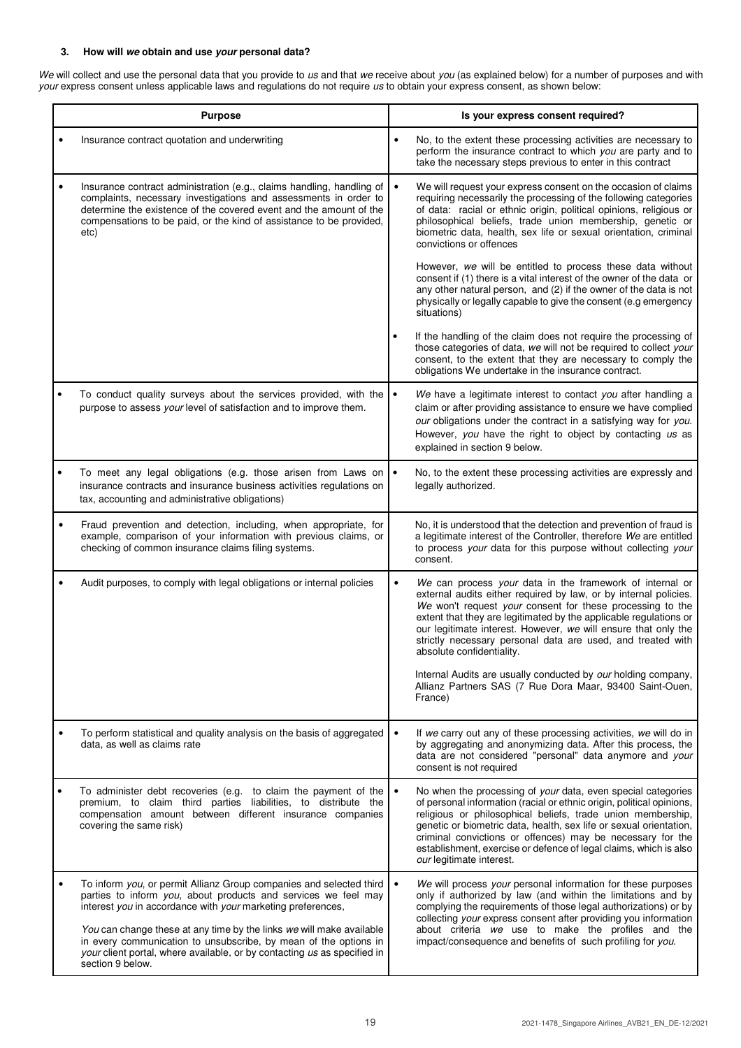### 3. How will *we* obtain and use *your* personal data?

*We* will collect and use the personal data that you provide to *us* and that *we* receive about *you* (as explained below) for a number of purposes and with *your* express consent unless applicable laws and regulations do not require *us* to obtain your express consent, as shown below:

| Purpose | Is your express consent required? |
|---|---|
| • Insurance contract quotation and underwriting | • No, to the extent these processing activities are necessary to perform the insurance contract to which *you* are party and to take the necessary steps previous to enter in this contract |
| • Insurance contract administration (e.g., claims handling, handling of complaints, necessary investigations and assessments in order to determine the existence of the covered event and the amount of the compensations to be paid, or the kind of assistance to be provided, etc) | • We will request your express consent on the occasion of claims requiring necessarily the processing of the following categories of data: racial or ethnic origin, political opinions, religious or philosophical beliefs, trade union membership, genetic or biometric data, health, sex life or sexual orientation, criminal convictions or offences<br><br>However, *we* will be entitled to process these data without consent if (1) there is a vital interest of the owner of the data or any other natural person, and (2) if the owner of the data is not physically or legally capable to give the consent (e.g emergency situations)<br><br>• If the handling of the claim does not require the processing of those categories of data, *we* will not be required to collect *your* consent, to the extent that they are necessary to comply the obligations We undertake in the insurance contract. |
| • To conduct quality surveys about the services provided, with the purpose to assess *your* level of satisfaction and to improve them. | • *We* have a legitimate interest to contact *you* after handling a claim or after providing assistance to ensure we have complied *our* obligations under the contract in a satisfying way for *you*. However, *you* have the right to object by contacting *us* as explained in section 9 below. |
| • To meet any legal obligations (e.g. those arisen from Laws on insurance contracts and insurance business activities regulations on tax, accounting and administrative obligations) | • No, to the extent these processing activities are expressly and legally authorized. |
| • Fraud prevention and detection, including, when appropriate, for example, comparison of your information with previous claims, or checking of common insurance claims filing systems. | No, it is understood that the detection and prevention of fraud is a legitimate interest of the Controller, therefore *We* are entitled to process *your* data for this purpose without collecting *your* consent. |
| • Audit purposes, to comply with legal obligations or internal policies | • *We* can process *your* data in the framework of internal or external audits either required by law, or by internal policies. *We* won't request *your* consent for these processing to the extent that they are legitimated by the applicable regulations or our legitimate interest. However, *we* will ensure that only the strictly necessary personal data are used, and treated with absolute confidentiality.<br><br>Internal Audits are usually conducted by *our* holding company, Allianz Partners SAS (7 Rue Dora Maar, 93400 Saint-Ouen, France) |
| • To perform statistical and quality analysis on the basis of aggregated data, as well as claims rate | • If *we* carry out any of these processing activities, *we* will do in by aggregating and anonymizing data. After this process, the data are not considered "personal" data anymore and *your* consent is not required |
| • To administer debt recoveries (e.g. to claim the payment of the premium, to claim third parties liabilities, to distribute the compensation amount between different insurance companies covering the same risk) | • No when the processing of *your* data, even special categories of personal information (racial or ethnic origin, political opinions, religious or philosophical beliefs, trade union membership, genetic or biometric data, health, sex life or sexual orientation, criminal convictions or offences) may be necessary for the establishment, exercise or defence of legal claims, which is also *our* legitimate interest. |
| • To inform *you*, or permit Allianz Group companies and selected third parties to inform *you*, about products and services we feel may interest *you* in accordance with *your* marketing preferences,<br><br>*You* can change these at any time by the links *we* will make available in every communication to unsubscribe, by mean of the options in *your* client portal, where available, or by contacting *us* as specified in section 9 below. | • *We* will process *your* personal information for these purposes only if authorized by law (and within the limitations and by complying the requirements of those legal authorizations) or by collecting *your* express consent after providing you information about criteria *we* use to make the profiles and the impact/consequence and benefits of such profiling for *you*. |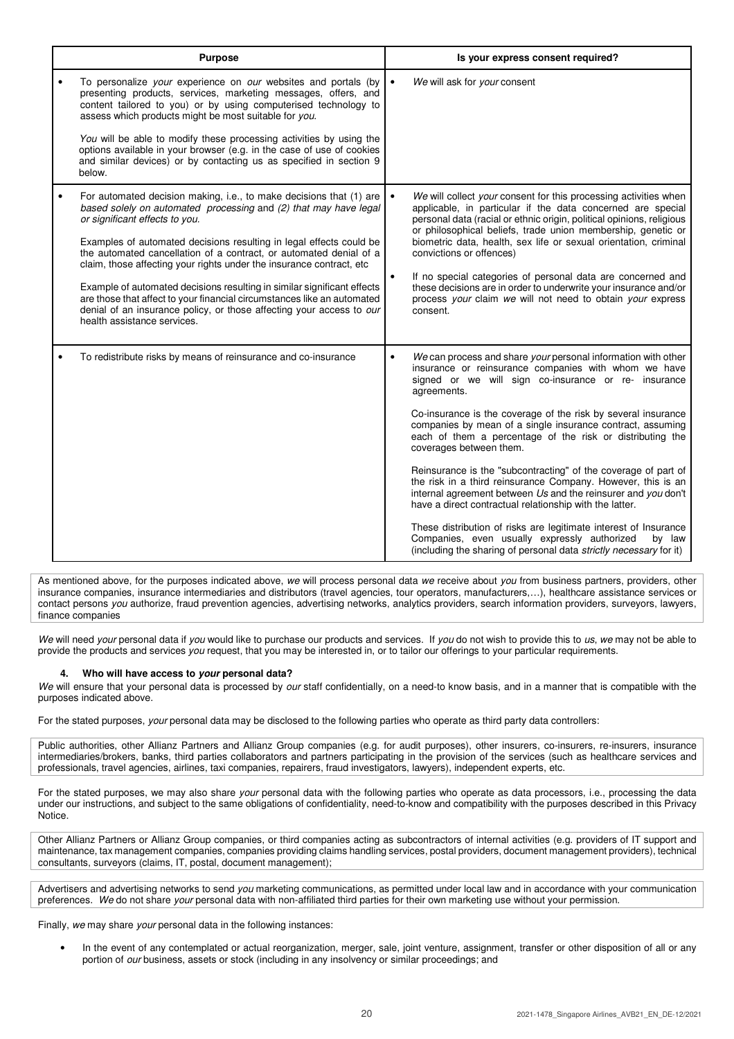| Purpose | Is your express consent required? |
|---|---|
| • To personalize *your* experience on *our* websites and portals (by presenting products, services, marketing messages, offers, and content tailored to you) or by using computerised technology to assess which products might be most suitable for *you*.<br><br>*You* will be able to modify these processing activities by using the options available in your browser (e.g. in the case of use of cookies and similar devices) or by contacting us as specified in section 9 below. | • *We* will ask for *your* consent |
| • For automated decision making, i.e., to make decisions that (1) are *based solely on automated processing* and *(2) that may have legal or significant effects to you.*<br><br>Examples of automated decisions resulting in legal effects could be the automated cancellation of a contract, or automated denial of a claim, those affecting your rights under the insurance contract, etc<br><br>Example of automated decisions resulting in similar significant effects are those that affect to your financial circumstances like an automated denial of an insurance policy, or those affecting your access to *our* health assistance services. | • *We* will collect *your* consent for this processing activities when applicable, in particular if the data concerned are special personal data (racial or ethnic origin, political opinions, religious or philosophical beliefs, trade union membership, genetic or biometric data, health, sex life or sexual orientation, criminal convictions or offences)<br><br>• If no special categories of personal data are concerned and these decisions are in order to underwrite your insurance and/or process *your* claim *we* will not need to obtain *your* express consent. |
| • To redistribute risks by means of reinsurance and co-insurance | • *We* can process and share *your* personal information with other insurance or reinsurance companies with whom we have signed or we will sign co-insurance or re- insurance agreements.<br><br>Co-insurance is the coverage of the risk by several insurance companies by mean of a single insurance contract, assuming each of them a percentage of the risk or distributing the coverages between them.<br><br>Reinsurance is the "subcontracting" of the coverage of part of the risk in a third reinsurance Company. However, this is an internal agreement between *Us* and the reinsurer and *you* don't have a direct contractual relationship with the latter.<br><br>These distribution of risks are legitimate interest of Insurance Companies, even usually expressly authorized by law (including the sharing of personal data *strictly necessary* for it) |

As mentioned above, for the purposes indicated above, *we* will process personal data *we* receive about *you* from business partners, providers, other insurance companies, insurance intermediaries and distributors (travel agencies, tour operators, manufacturers,…), healthcare assistance services or contact persons *you* authorize, fraud prevention agencies, advertising networks, analytics providers, search information providers, surveyors, lawyers, finance companies

*We* will need *your* personal data if *you* would like to purchase our products and services. If *you* do not wish to provide this to *us*, *we* may not be able to provide the products and services *you* request, that you may be interested in, or to tailor our offerings to your particular requirements.

### 4. Who will have access to *your* personal data?

*We* will ensure that your personal data is processed by *our* staff confidentially, on a need-to know basis, and in a manner that is compatible with the purposes indicated above.

For the stated purposes, *your* personal data may be disclosed to the following parties who operate as third party data controllers:

Public authorities, other Allianz Partners and Allianz Group companies (e.g. for audit purposes), other insurers, co-insurers, re-insurers, insurance intermediaries/brokers, banks, third parties collaborators and partners participating in the provision of the services (such as healthcare services and professionals, travel agencies, airlines, taxi companies, repairers, fraud investigators, lawyers), independent experts, etc.

For the stated purposes, we may also share *your* personal data with the following parties who operate as data processors, i.e., processing the data under our instructions, and subject to the same obligations of confidentiality, need-to-know and compatibility with the purposes described in this Privacy Notice.

Other Allianz Partners or Allianz Group companies, or third companies acting as subcontractors of internal activities (e.g. providers of IT support and maintenance, tax management companies, companies providing claims handling services, postal providers, document management providers), technical consultants, surveyors (claims, IT, postal, document management);

Advertisers and advertising networks to send *you* marketing communications, as permitted under local law and in accordance with your communication preferences. *We* do not share *your* personal data with non-affiliated third parties for their own marketing use without your permission.

Finally, *we* may share *your* personal data in the following instances:

- In the event of any contemplated or actual reorganization, merger, sale, joint venture, assignment, transfer or other disposition of all or any portion of *our* business, assets or stock (including in any insolvency or similar proceedings; and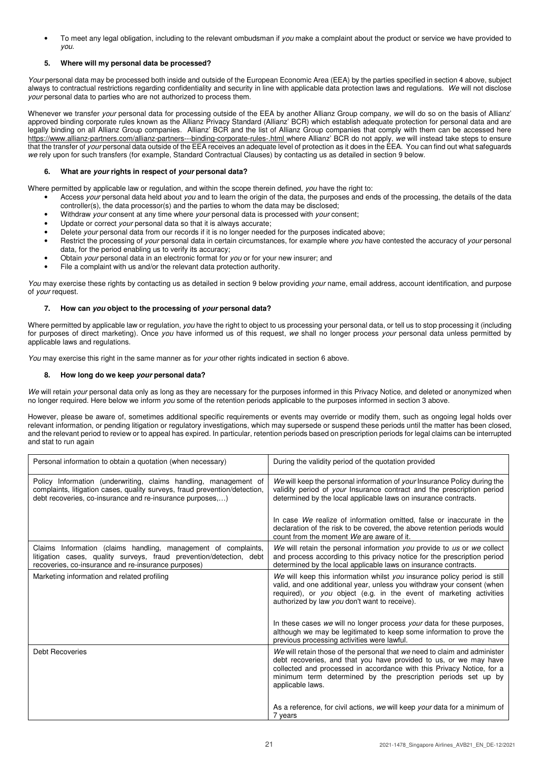- To meet any legal obligation, including to the relevant ombudsman if *you* make a complaint about the product or service we have provided to *you*.

### 5. Where will my personal data be processed?

*Your* personal data may be processed both inside and outside of the European Economic Area (EEA) by the parties specified in section 4 above, subject always to contractual restrictions regarding confidentiality and security in line with applicable data protection laws and regulations. *We* will not disclose *your* personal data to parties who are not authorized to process them.

Whenever we transfer *your* personal data for processing outside of the EEA by another Allianz Group company, *we* will do so on the basis of Allianz' approved binding corporate rules known as the Allianz Privacy Standard (Allianz' BCR) which establish adequate protection for personal data and are legally binding on all Allianz Group companies. Allianz' BCR and the list of Allianz Group companies that comply with them can be accessed here https://www.allianz-partners.com/allianz-partners---binding-corporate-rules-.html where Allianz' BCR do not apply, *we* will instead take steps to ensure that the transfer of *your* personal data outside of the EEA receives an adequate level of protection as it does in the EEA. You can find out what safeguards *we* rely upon for such transfers (for example, Standard Contractual Clauses) by contacting us as detailed in section 9 below.

### 6. What are *your* rights in respect of *your* personal data?

Where permitted by applicable law or regulation, and within the scope therein defined, *you* have the right to:

- Access *your* personal data held about *you* and to learn the origin of the data, the purposes and ends of the processing, the details of the data controller(s), the data processor(s) and the parties to whom the data may be disclosed;
- Withdraw *your* consent at any time where *your* personal data is processed with *your* consent;
- Update or correct *your* personal data so that it is always accurate;
- Delete *your* personal data from our records if it is no longer needed for the purposes indicated above;
- Restrict the processing of *your* personal data in certain circumstances, for example where *you* have contested the accuracy of *your* personal data, for the period enabling us to verify its accuracy;
- Obtain *your* personal data in an electronic format for *you* or for your new insurer; and
- File a complaint with us and/or the relevant data protection authority.

*You* may exercise these rights by contacting us as detailed in section 9 below providing *your* name, email address, account identification, and purpose of *your* request.

### 7. How can *you* object to the processing of *your* personal data?

Where permitted by applicable law or regulation, *you* have the right to object to us processing your personal data, or tell us to stop processing it (including for purposes of direct marketing). Once *you* have informed us of this request, *we* shall no longer process *your* personal data unless permitted by applicable laws and regulations.

*You* may exercise this right in the same manner as for *your* other rights indicated in section 6 above.

### 8. How long do we keep *your* personal data?

*We* will retain *your* personal data only as long as they are necessary for the purposes informed in this Privacy Notice, and deleted or anonymized when no longer required. Here below we inform *you* some of the retention periods applicable to the purposes informed in section 3 above.

However, please be aware of, sometimes additional specific requirements or events may override or modify them, such as ongoing legal holds over relevant information, or pending litigation or regulatory investigations, which may supersede or suspend these periods until the matter has been closed, and the relevant period to review or to appeal has expired. In particular, retention periods based on prescription periods for legal claims can be interrupted and stat to run again

| | |
|---|---|
| Personal information to obtain a quotation (when necessary) | During the validity period of the quotation provided |
| Policy Information (underwriting, claims handling, management of complaints, litigation cases, quality surveys, fraud prevention/detection, debt recoveries, co-insurance and re-insurance purposes,…) | *We* will keep the personal information of *your* Insurance Policy during the validity period of *your* Insurance contract and the prescription period determined by the local applicable laws on insurance contracts.<br><br>In case *We* realize of information omitted, false or inaccurate in the declaration of the risk to be covered, the above retention periods would count from the moment *We* are aware of it. |
| Claims Information (claims handling, management of complaints, litigation cases, quality surveys, fraud prevention/detection, debt recoveries, co-insurance and re-insurance purposes) | *We* will retain the personal information *you* provide to *us* or *we* collect and process according to this privacy notice for the prescription period determined by the local applicable laws on insurance contracts. |
| Marketing information and related profiling | *We* will keep this information whilst *you* insurance policy period is still valid, and one additional year, unless you withdraw your consent (when required), or *you* object (e.g. in the event of marketing activities authorized by law *you* don't want to receive).<br><br>In these cases *we* will no longer process *your* data for these purposes, although we may be legitimated to keep some information to prove the previous processing activities were lawful. |
| Debt Recoveries | *We* will retain those of the personal that *we* need to claim and administer debt recoveries, and that you have provided to us, or we may have collected and processed in accordance with this Privacy Notice, for a minimum term determined by the prescription periods set up by applicable laws.<br><br>As a reference, for civil actions, *we* will keep *your* data for a minimum of 7 years |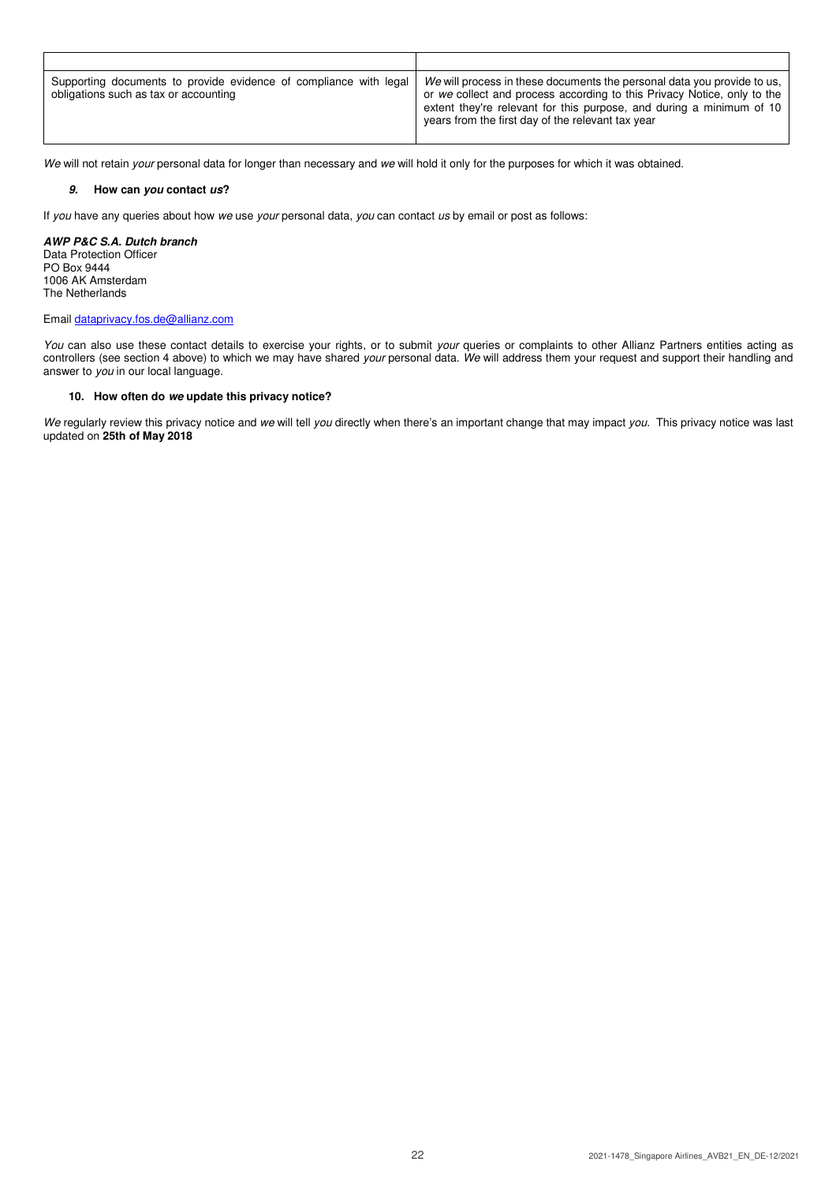| | |
|---|---|
| Supporting documents to provide evidence of compliance with legal obligations such as tax or accounting | *We* will process in these documents the personal data you provide to us, or *we* collect and process according to this Privacy Notice, only to the extent they're relevant for this purpose, and during a minimum of 10 years from the first day of the relevant tax year |

*We* will not retain *your* personal data for longer than necessary and *we* will hold it only for the purposes for which it was obtained.

### *9.* How can *you* contact *us*?

If *you* have any queries about how *we* use *your* personal data, *you* can contact *us* by email or post as follows:

***AWP P&C S.A. Dutch branch***
Data Protection Officer
PO Box 9444
1006 AK Amsterdam
The Netherlands

Email dataprivacy.fos.de@allianz.com

*You* can also use these contact details to exercise your rights, or to submit *your* queries or complaints to other Allianz Partners entities acting as controllers (see section 4 above) to which we may have shared *your* personal data. *We* will address them your request and support their handling and answer to *you* in our local language.

### 10. How often do *we* update this privacy notice?

*We* regularly review this privacy notice and *we* will tell *you* directly when there's an important change that may impact *you.* This privacy notice was last updated on **25th of May 2018**